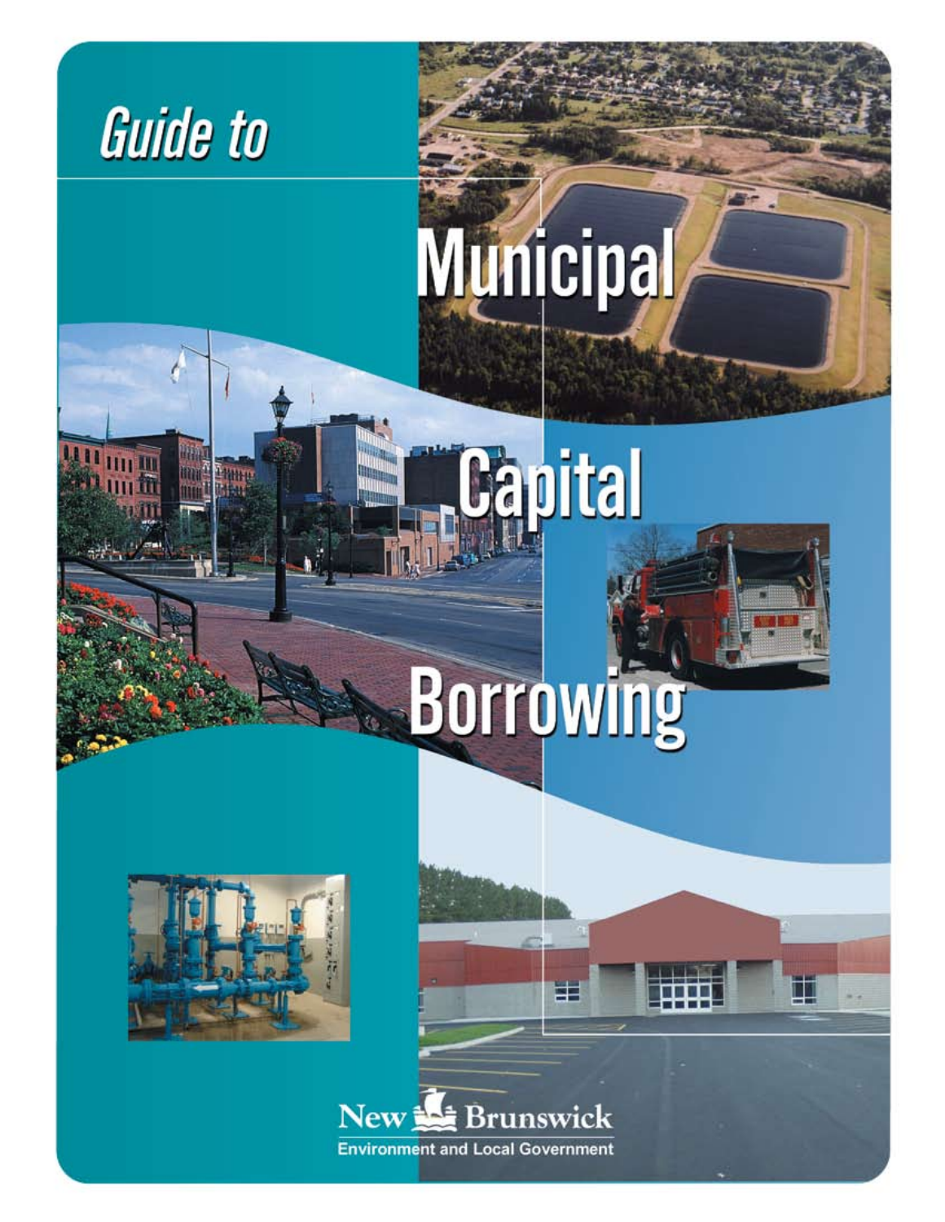# Guide to Municipal Capital Borrowing

New Brunswick

Environment and Local Government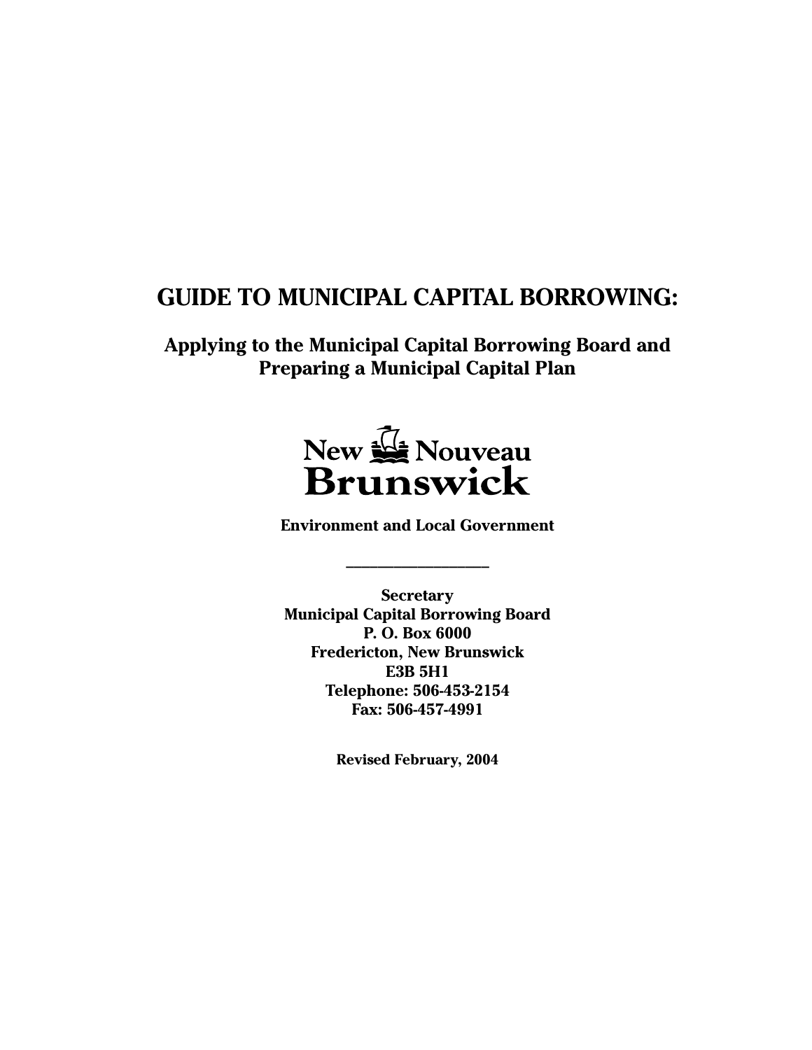# GUIDE TO MUNICIPAL CAPITAL BORROWING:

## Applying to the Municipal Capital Borrowing Board and Preparing a Municipal Capital Plan

New Nouveau Brunswick

**Environment and Local Government**

---

**Secretary**
**Municipal Capital Borrowing Board**
**P. O. Box 6000**
**Fredericton, New Brunswick**
**E3B 5H1**
**Telephone: 506-453-2154**
**Fax: 506-457-4991**

**Revised February, 2004**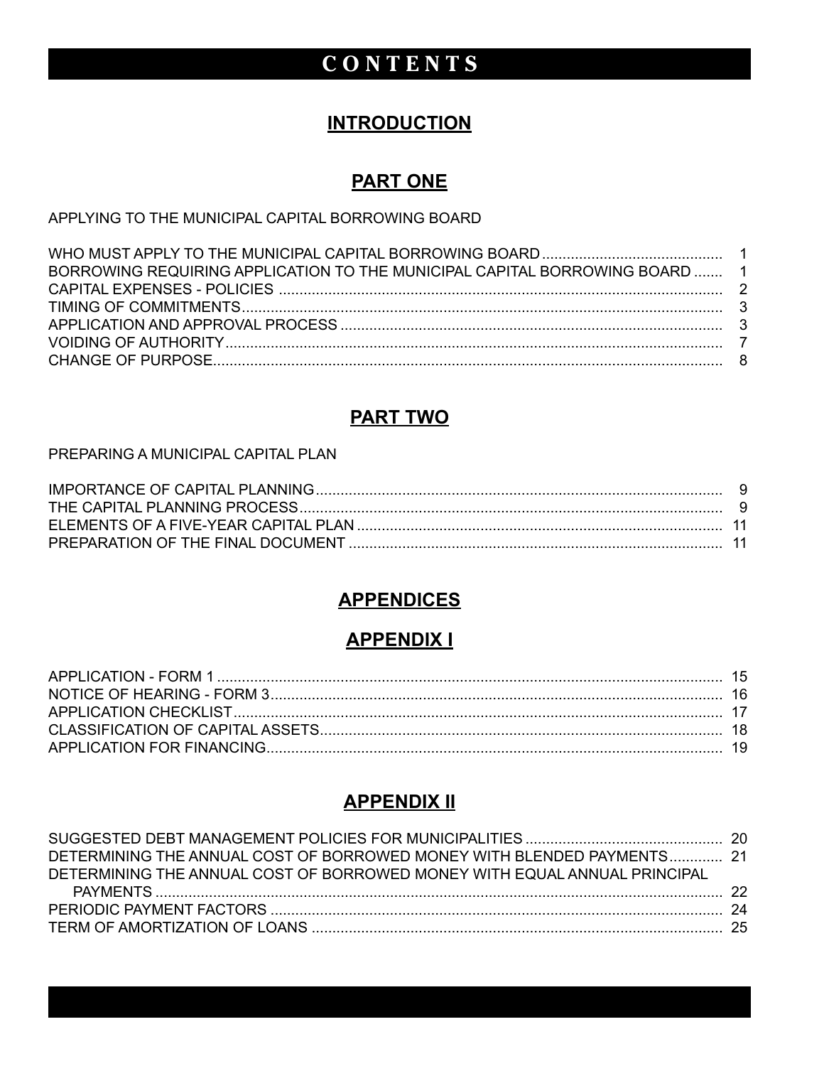# CONTENTS

## INTRODUCTION

## PART ONE

APPLYING TO THE MUNICIPAL CAPITAL BORROWING BOARD

| | |
|---|---|
| WHO MUST APPLY TO THE MUNICIPAL CAPITAL BORROWING BOARD | 1 |
| BORROWING REQUIRING APPLICATION TO THE MUNICIPAL CAPITAL BORROWING BOARD | 1 |
| CAPITAL EXPENSES - POLICIES | 2 |
| TIMING OF COMMITMENTS | 3 |
| APPLICATION AND APPROVAL PROCESS | 3 |
| VOIDING OF AUTHORITY | 7 |
| CHANGE OF PURPOSE | 8 |

## PART TWO

PREPARING A MUNICIPAL CAPITAL PLAN

| | |
|---|---|
| IMPORTANCE OF CAPITAL PLANNING | 9 |
| THE CAPITAL PLANNING PROCESS | 9 |
| ELEMENTS OF A FIVE-YEAR CAPITAL PLAN | 11 |
| PREPARATION OF THE FINAL DOCUMENT | 11 |

## APPENDICES

## APPENDIX I

| | |
|---|---|
| APPLICATION - FORM 1 | 15 |
| NOTICE OF HEARING - FORM 3 | 16 |
| APPLICATION CHECKLIST | 17 |
| CLASSIFICATION OF CAPITAL ASSETS | 18 |
| APPLICATION FOR FINANCING | 19 |

## APPENDIX II

| | |
|---|---|
| SUGGESTED DEBT MANAGEMENT POLICIES FOR MUNICIPALITIES | 20 |
| DETERMINING THE ANNUAL COST OF BORROWED MONEY WITH BLENDED PAYMENTS | 21 |
| DETERMINING THE ANNUAL COST OF BORROWED MONEY WITH EQUAL ANNUAL PRINCIPAL PAYMENTS | 22 |
| PERIODIC PAYMENT FACTORS | 24 |
| TERM OF AMORTIZATION OF LOANS | 25 |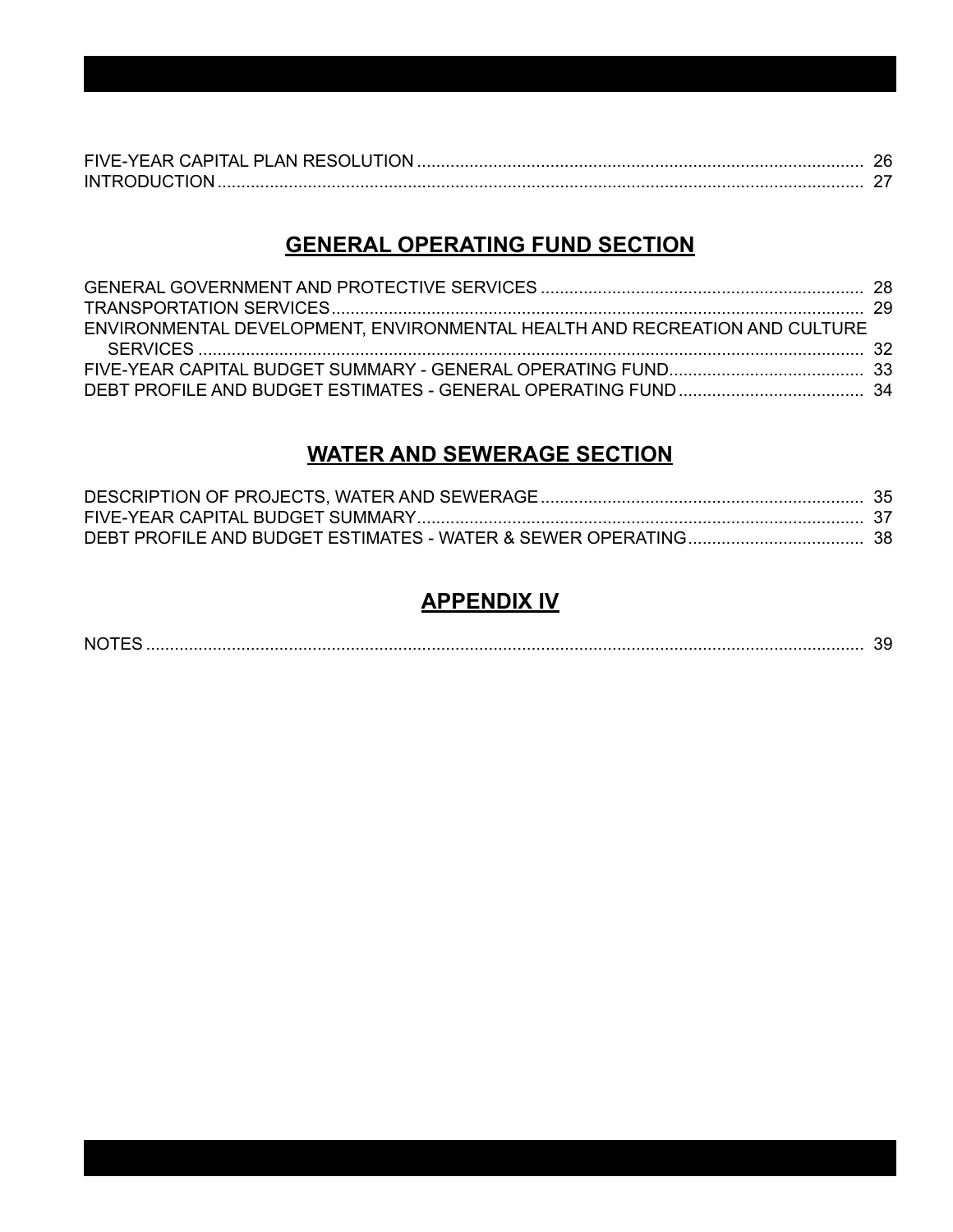FIVE-YEAR CAPITAL PLAN RESOLUTION ..... 26
INTRODUCTION ..... 27

## GENERAL OPERATING FUND SECTION

GENERAL GOVERNMENT AND PROTECTIVE SERVICES ..... 28
TRANSPORTATION SERVICES ..... 29
ENVIRONMENTAL DEVELOPMENT, ENVIRONMENTAL HEALTH AND RECREATION AND CULTURE SERVICES ..... 32
FIVE-YEAR CAPITAL BUDGET SUMMARY - GENERAL OPERATING FUND ..... 33
DEBT PROFILE AND BUDGET ESTIMATES - GENERAL OPERATING FUND ..... 34

## WATER AND SEWERAGE SECTION

DESCRIPTION OF PROJECTS, WATER AND SEWERAGE ..... 35
FIVE-YEAR CAPITAL BUDGET SUMMARY ..... 37
DEBT PROFILE AND BUDGET ESTIMATES - WATER & SEWER OPERATING ..... 38

## APPENDIX IV

NOTES ..... 39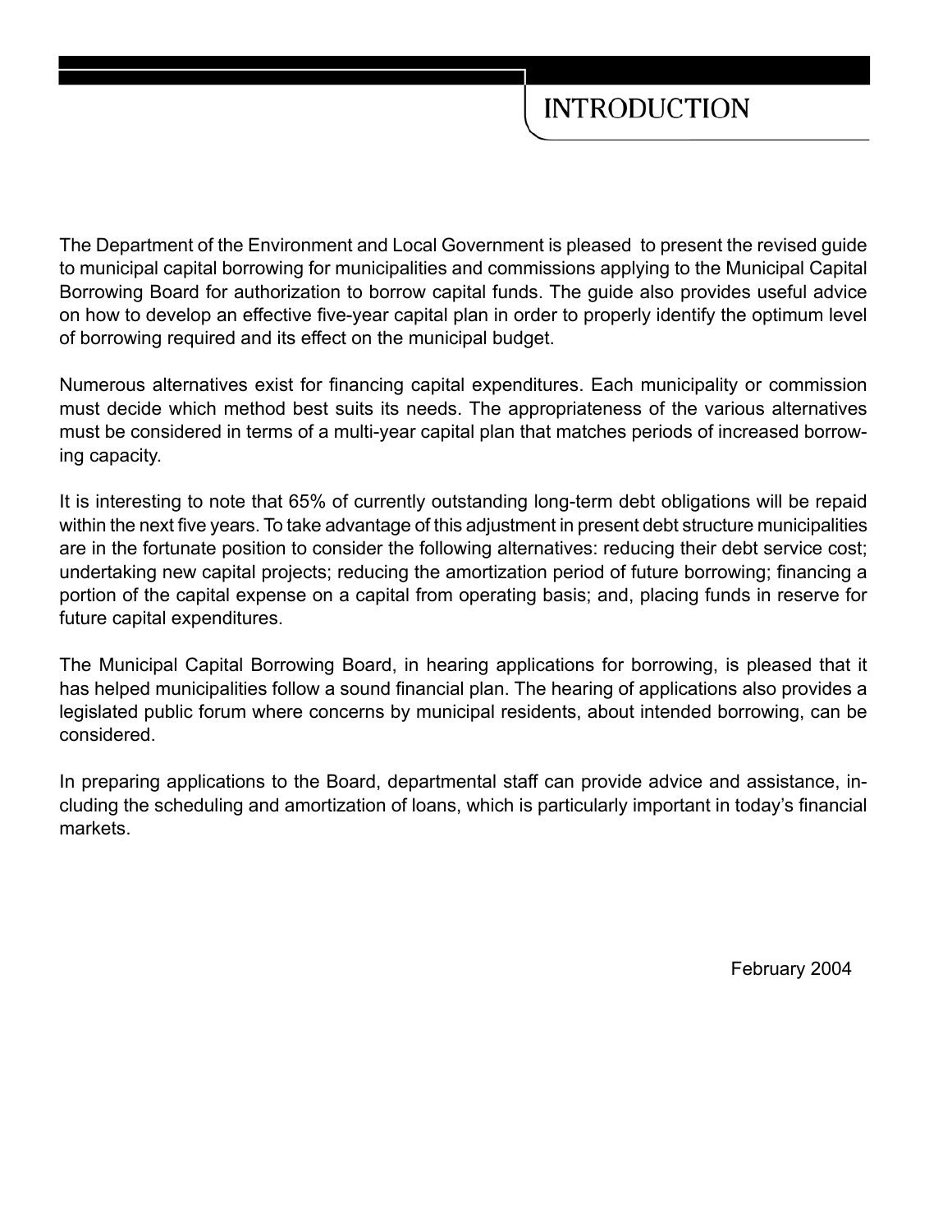# INTRODUCTION

The Department of the Environment and Local Government is pleased to present the revised guide to municipal capital borrowing for municipalities and commissions applying to the Municipal Capital Borrowing Board for authorization to borrow capital funds. The guide also provides useful advice on how to develop an effective five-year capital plan in order to properly identify the optimum level of borrowing required and its effect on the municipal budget.

Numerous alternatives exist for financing capital expenditures. Each municipality or commission must decide which method best suits its needs. The appropriateness of the various alternatives must be considered in terms of a multi-year capital plan that matches periods of increased borrowing capacity.

It is interesting to note that 65% of currently outstanding long-term debt obligations will be repaid within the next five years. To take advantage of this adjustment in present debt structure municipalities are in the fortunate position to consider the following alternatives: reducing their debt service cost; undertaking new capital projects; reducing the amortization period of future borrowing; financing a portion of the capital expense on a capital from operating basis; and, placing funds in reserve for future capital expenditures.

The Municipal Capital Borrowing Board, in hearing applications for borrowing, is pleased that it has helped municipalities follow a sound financial plan. The hearing of applications also provides a legislated public forum where concerns by municipal residents, about intended borrowing, can be considered.

In preparing applications to the Board, departmental staff can provide advice and assistance, including the scheduling and amortization of loans, which is particularly important in today's financial markets.

February 2004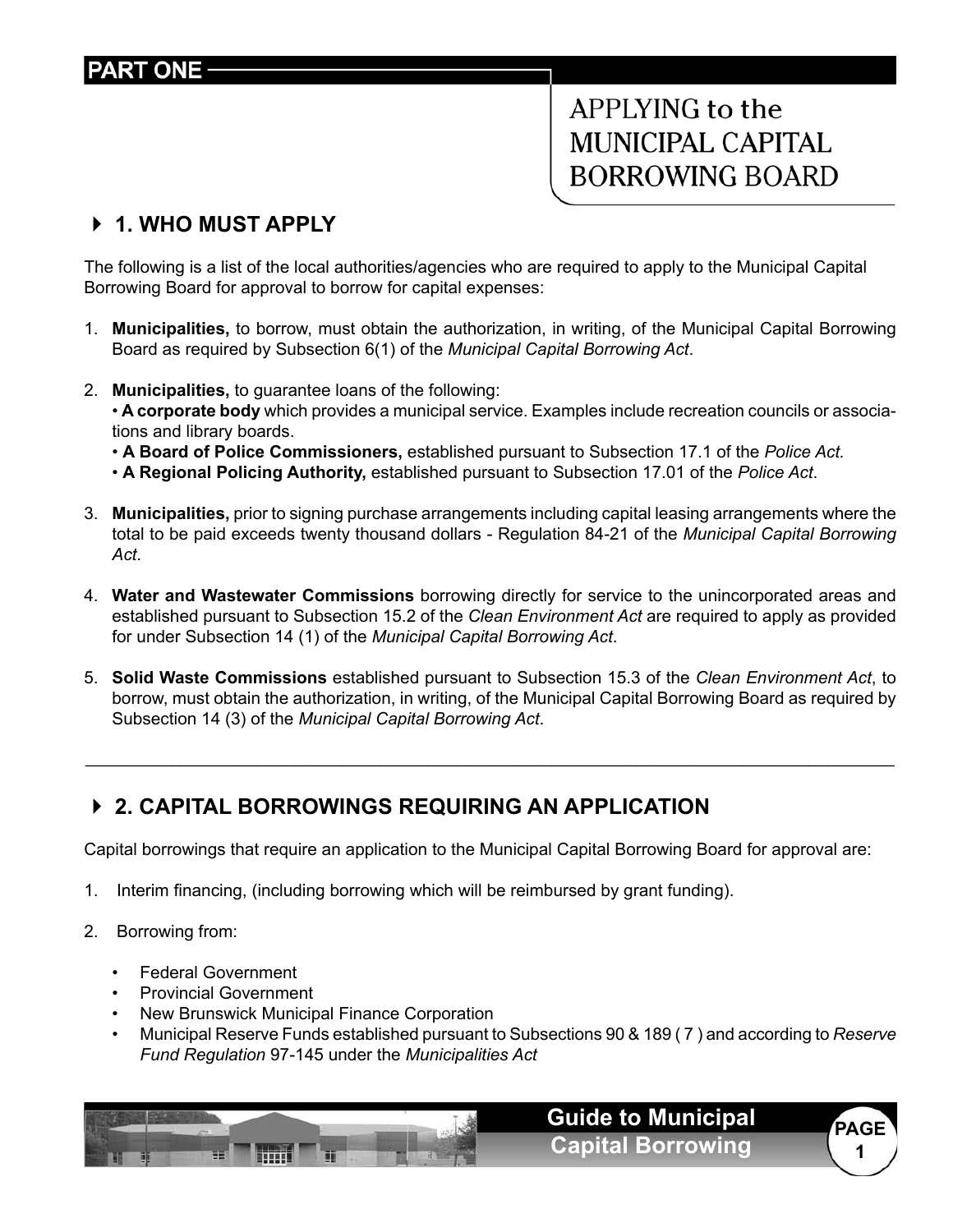# PART ONE

# APPLYING to the MUNICIPAL CAPITAL BORROWING BOARD

## 1. WHO MUST APPLY

The following is a list of the local authorities/agencies who are required to apply to the Municipal Capital Borrowing Board for approval to borrow for capital expenses:

1. **Municipalities,** to borrow, must obtain the authorization, in writing, of the Municipal Capital Borrowing Board as required by Subsection 6(1) of the *Municipal Capital Borrowing Act*.

2. **Municipalities,** to guarantee loans of the following:
   - **A corporate body** which provides a municipal service. Examples include recreation councils or associations and library boards.
   - **A Board of Police Commissioners,** established pursuant to Subsection 17.1 of the *Police Act.*
   - **A Regional Policing Authority,** established pursuant to Subsection 17.01 of the *Police Act*.

3. **Municipalities,** prior to signing purchase arrangements including capital leasing arrangements where the total to be paid exceeds twenty thousand dollars - Regulation 84-21 of the *Municipal Capital Borrowing Act*.

4. **Water and Wastewater Commissions** borrowing directly for service to the unincorporated areas and established pursuant to Subsection 15.2 of the *Clean Environment Act* are required to apply as provided for under Subsection 14 (1) of the *Municipal Capital Borrowing Act*.

5. **Solid Waste Commissions** established pursuant to Subsection 15.3 of the *Clean Environment Act*, to borrow, must obtain the authorization, in writing, of the Municipal Capital Borrowing Board as required by Subsection 14 (3) of the *Municipal Capital Borrowing Act*.

---

## 2. CAPITAL BORROWINGS REQUIRING AN APPLICATION

Capital borrowings that require an application to the Municipal Capital Borrowing Board for approval are:

1. Interim financing, (including borrowing which will be reimbursed by grant funding).

2. Borrowing from:

   - Federal Government
   - Provincial Government
   - New Brunswick Municipal Finance Corporation
   - Municipal Reserve Funds established pursuant to Subsections 90 & 189 ( 7 ) and according to *Reserve Fund Regulation* 97-145 under the *Municipalities Act*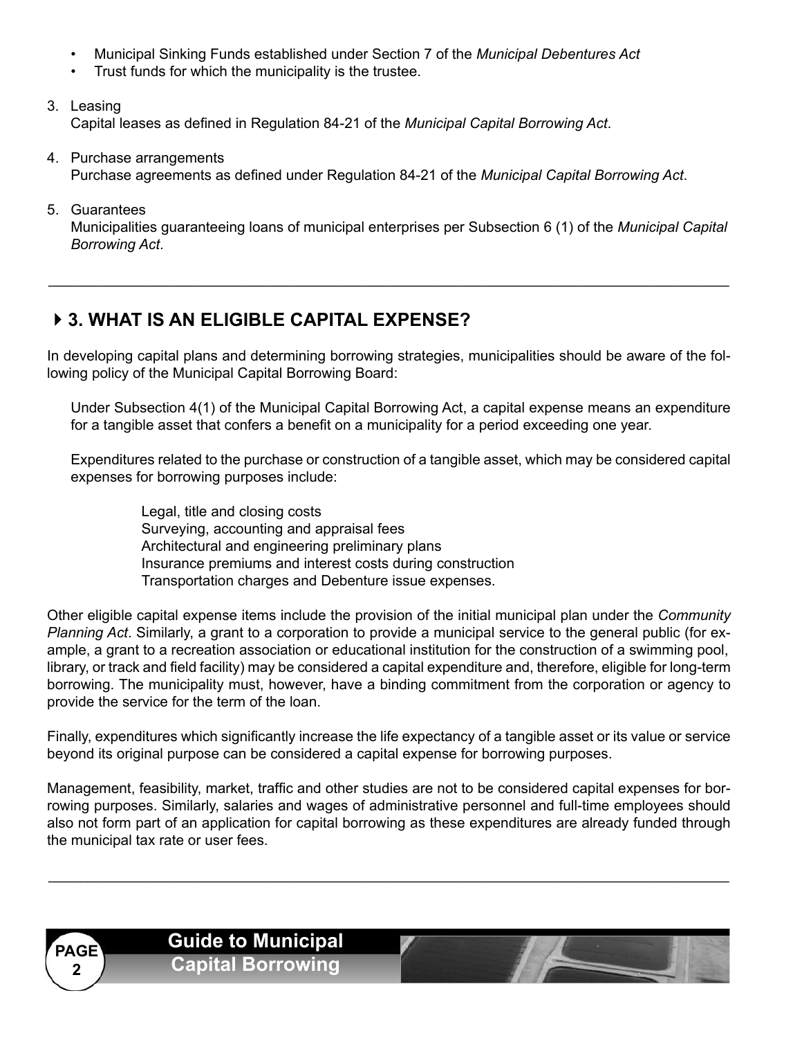- Municipal Sinking Funds established under Section 7 of the *Municipal Debentures Act*
- Trust funds for which the municipality is the trustee.

3. Leasing
   Capital leases as defined in Regulation 84-21 of the *Municipal Capital Borrowing Act*.

4. Purchase arrangements
   Purchase agreements as defined under Regulation 84-21 of the *Municipal Capital Borrowing Act*.

5. Guarantees
   Municipalities guaranteeing loans of municipal enterprises per Subsection 6 (1) of the *Municipal Capital Borrowing Act*.

---

## 3. WHAT IS AN ELIGIBLE CAPITAL EXPENSE?

In developing capital plans and determining borrowing strategies, municipalities should be aware of the following policy of the Municipal Capital Borrowing Board:

> Under Subsection 4(1) of the Municipal Capital Borrowing Act, a capital expense means an expenditure for a tangible asset that confers a benefit on a municipality for a period exceeding one year.
>
> Expenditures related to the purchase or construction of a tangible asset, which may be considered capital expenses for borrowing purposes include:
>
> Legal, title and closing costs
> Surveying, accounting and appraisal fees
> Architectural and engineering preliminary plans
> Insurance premiums and interest costs during construction
> Transportation charges and Debenture issue expenses.

Other eligible capital expense items include the provision of the initial municipal plan under the *Community Planning Act*. Similarly, a grant to a corporation to provide a municipal service to the general public (for example, a grant to a recreation association or educational institution for the construction of a swimming pool, library, or track and field facility) may be considered a capital expenditure and, therefore, eligible for long-term borrowing. The municipality must, however, have a binding commitment from the corporation or agency to provide the service for the term of the loan.

Finally, expenditures which significantly increase the life expectancy of a tangible asset or its value or service beyond its original purpose can be considered a capital expense for borrowing purposes.

Management, feasibility, market, traffic and other studies are not to be considered capital expenses for borrowing purposes. Similarly, salaries and wages of administrative personnel and full-time employees should also not form part of an application for capital borrowing as these expenditures are already funded through the municipal tax rate or user fees.

---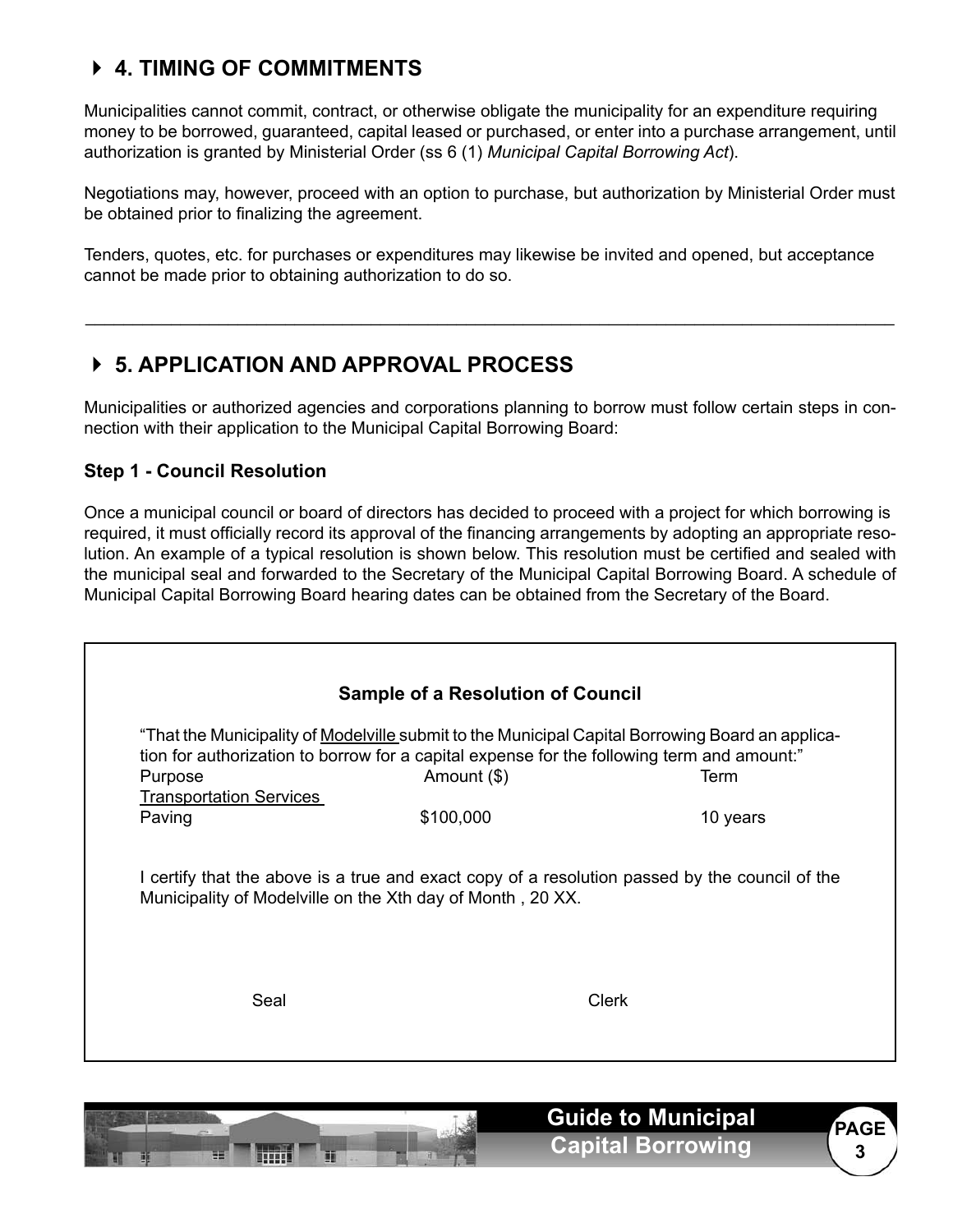## 4. TIMING OF COMMITMENTS

Municipalities cannot commit, contract, or otherwise obligate the municipality for an expenditure requiring money to be borrowed, guaranteed, capital leased or purchased, or enter into a purchase arrangement, until authorization is granted by Ministerial Order (ss 6 (1) *Municipal Capital Borrowing Act*).

Negotiations may, however, proceed with an option to purchase, but authorization by Ministerial Order must be obtained prior to finalizing the agreement.

Tenders, quotes, etc. for purchases or expenditures may likewise be invited and opened, but acceptance cannot be made prior to obtaining authorization to do so.

---

## 5. APPLICATION AND APPROVAL PROCESS

Municipalities or authorized agencies and corporations planning to borrow must follow certain steps in connection with their application to the Municipal Capital Borrowing Board:

### Step 1 - Council Resolution

Once a municipal council or board of directors has decided to proceed with a project for which borrowing is required, it must officially record its approval of the financing arrangements by adopting an appropriate resolution. An example of a typical resolution is shown below. This resolution must be certified and sealed with the municipal seal and forwarded to the Secretary of the Municipal Capital Borrowing Board. A schedule of Municipal Capital Borrowing Board hearing dates can be obtained from the Secretary of the Board.

**Sample of a Resolution of Council**

"That the Municipality of Modelville submit to the Municipal Capital Borrowing Board an application for authorization to borrow for a capital expense for the following term and amount:"

| Purpose | Amount ($) | Term |
|---|---|---|
| Transportation Services | | |
| Paving | $100,000 | 10 years |

I certify that the above is a true and exact copy of a resolution passed by the council of the Municipality of Modelville on the Xth day of Month , 20 XX.

Seal

Clerk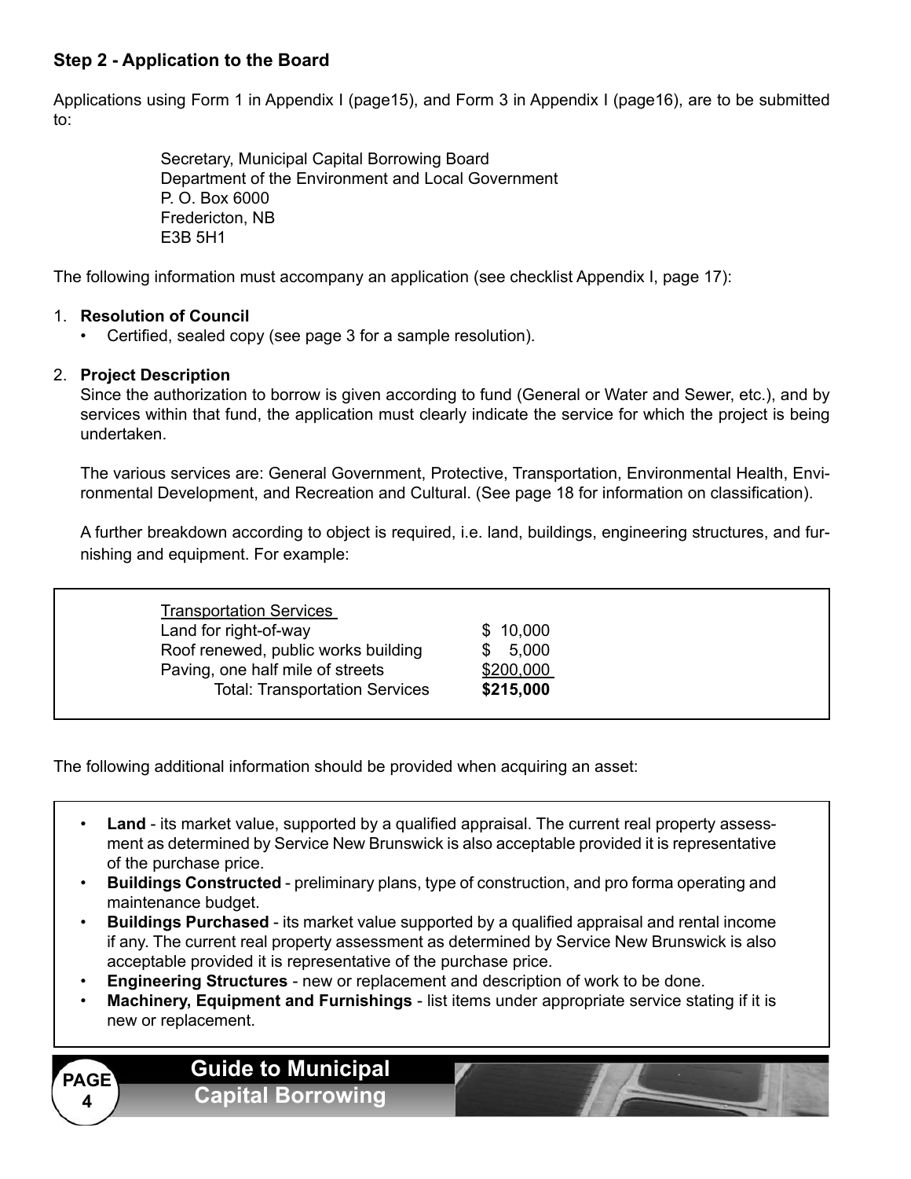### Step 2 - Application to the Board

Applications using Form 1 in Appendix I (page15), and Form 3 in Appendix I (page16), are to be submitted to:

> Secretary, Municipal Capital Borrowing Board
> Department of the Environment and Local Government
> P. O. Box 6000
> Fredericton, NB
> E3B 5H1

The following information must accompany an application (see checklist Appendix I, page 17):

1. **Resolution of Council**
   - Certified, sealed copy (see page 3 for a sample resolution).

2. **Project Description**
   Since the authorization to borrow is given according to fund (General or Water and Sewer, etc.), and by services within that fund, the application must clearly indicate the service for which the project is being undertaken.

   The various services are: General Government, Protective, Transportation, Environmental Health, Environmental Development, and Recreation and Cultural. (See page 18 for information on classification).

   A further breakdown according to object is required, i.e. land, buildings, engineering structures, and furnishing and equipment. For example:

| | |
|---|---|
| Transportation Services | |
| Land for right-of-way | $ 10,000 |
| Roof renewed, public works building | $ 5,000 |
| Paving, one half mile of streets | $200,000 |
| **Total: Transportation Services** | **$215,000** |

The following additional information should be provided when acquiring an asset:

- **Land** - its market value, supported by a qualified appraisal. The current real property assessment as determined by Service New Brunswick is also acceptable provided it is representative of the purchase price.
- **Buildings Constructed** - preliminary plans, type of construction, and pro forma operating and maintenance budget.
- **Buildings Purchased** - its market value supported by a qualified appraisal and rental income if any. The current real property assessment as determined by Service New Brunswick is also acceptable provided it is representative of the purchase price.
- **Engineering Structures** - new or replacement and description of work to be done.
- **Machinery, Equipment and Furnishings** - list items under appropriate service stating if it is new or replacement.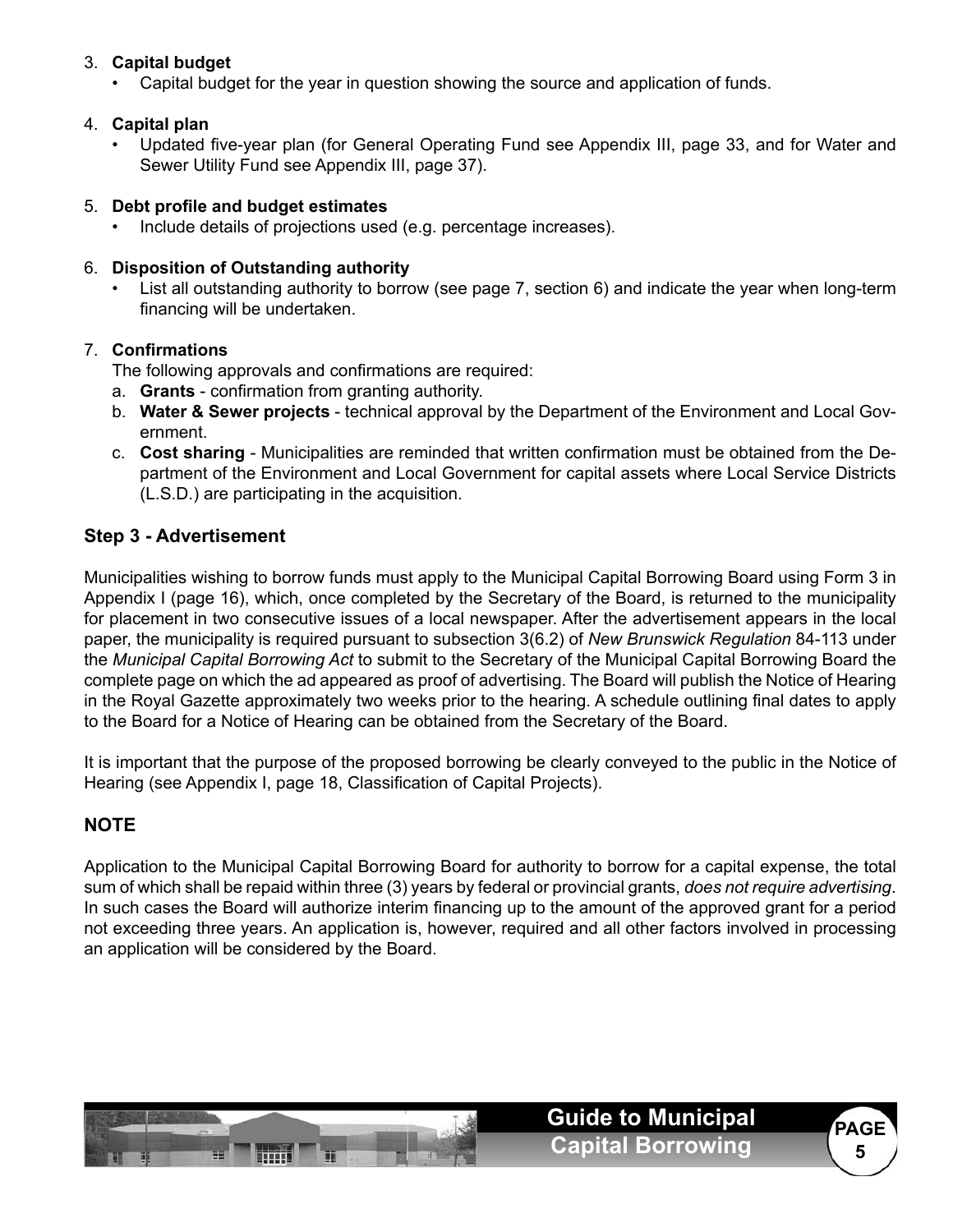3. **Capital budget**
   - Capital budget for the year in question showing the source and application of funds.

4. **Capital plan**
   - Updated five-year plan (for General Operating Fund see Appendix III, page 33, and for Water and Sewer Utility Fund see Appendix III, page 37).

5. **Debt profile and budget estimates**
   - Include details of projections used (e.g. percentage increases).

6. **Disposition of Outstanding authority**
   - List all outstanding authority to borrow (see page 7, section 6) and indicate the year when long-term financing will be undertaken.

7. **Confirmations**

   The following approvals and confirmations are required:

   a. **Grants** - confirmation from granting authority.

   b. **Water & Sewer projects** - technical approval by the Department of the Environment and Local Government.

   c. **Cost sharing** - Municipalities are reminded that written confirmation must be obtained from the Department of the Environment and Local Government for capital assets where Local Service Districts (L.S.D.) are participating in the acquisition.

### Step 3 - Advertisement

Municipalities wishing to borrow funds must apply to the Municipal Capital Borrowing Board using Form 3 in Appendix I (page 16), which, once completed by the Secretary of the Board, is returned to the municipality for placement in two consecutive issues of a local newspaper. After the advertisement appears in the local paper, the municipality is required pursuant to subsection 3(6.2) of *New Brunswick Regulation* 84-113 under the *Municipal Capital Borrowing Act* to submit to the Secretary of the Municipal Capital Borrowing Board the complete page on which the ad appeared as proof of advertising. The Board will publish the Notice of Hearing in the Royal Gazette approximately two weeks prior to the hearing. A schedule outlining final dates to apply to the Board for a Notice of Hearing can be obtained from the Secretary of the Board.

It is important that the purpose of the proposed borrowing be clearly conveyed to the public in the Notice of Hearing (see Appendix I, page 18, Classification of Capital Projects).

### NOTE

Application to the Municipal Capital Borrowing Board for authority to borrow for a capital expense, the total sum of which shall be repaid within three (3) years by federal or provincial grants, *does not require advertising*. In such cases the Board will authorize interim financing up to the amount of the approved grant for a period not exceeding three years. An application is, however, required and all other factors involved in processing an application will be considered by the Board.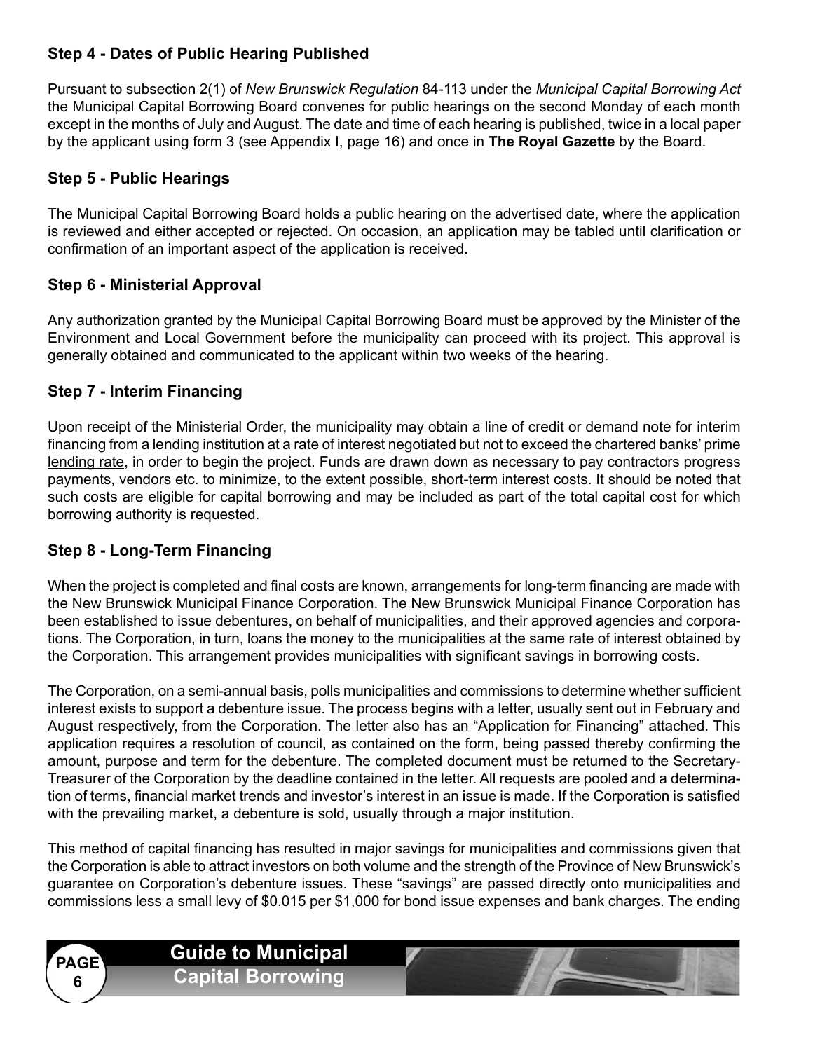### Step 4 - Dates of Public Hearing Published

Pursuant to subsection 2(1) of *New Brunswick Regulation* 84-113 under the *Municipal Capital Borrowing Act* the Municipal Capital Borrowing Board convenes for public hearings on the second Monday of each month except in the months of July and August. The date and time of each hearing is published, twice in a local paper by the applicant using form 3 (see Appendix I, page 16) and once in **The Royal Gazette** by the Board.

### Step 5 - Public Hearings

The Municipal Capital Borrowing Board holds a public hearing on the advertised date, where the application is reviewed and either accepted or rejected. On occasion, an application may be tabled until clarification or confirmation of an important aspect of the application is received.

### Step 6 - Ministerial Approval

Any authorization granted by the Municipal Capital Borrowing Board must be approved by the Minister of the Environment and Local Government before the municipality can proceed with its project. This approval is generally obtained and communicated to the applicant within two weeks of the hearing.

### Step 7 - Interim Financing

Upon receipt of the Ministerial Order, the municipality may obtain a line of credit or demand note for interim financing from a lending institution at a rate of interest negotiated but not to exceed the chartered banks' prime lending rate, in order to begin the project. Funds are drawn down as necessary to pay contractors progress payments, vendors etc. to minimize, to the extent possible, short-term interest costs. It should be noted that such costs are eligible for capital borrowing and may be included as part of the total capital cost for which borrowing authority is requested.

### Step 8 - Long-Term Financing

When the project is completed and final costs are known, arrangements for long-term financing are made with the New Brunswick Municipal Finance Corporation. The New Brunswick Municipal Finance Corporation has been established to issue debentures, on behalf of municipalities, and their approved agencies and corporations. The Corporation, in turn, loans the money to the municipalities at the same rate of interest obtained by the Corporation. This arrangement provides municipalities with significant savings in borrowing costs.

The Corporation, on a semi-annual basis, polls municipalities and commissions to determine whether sufficient interest exists to support a debenture issue. The process begins with a letter, usually sent out in February and August respectively, from the Corporation. The letter also has an "Application for Financing" attached. This application requires a resolution of council, as contained on the form, being passed thereby confirming the amount, purpose and term for the debenture. The completed document must be returned to the Secretary-Treasurer of the Corporation by the deadline contained in the letter. All requests are pooled and a determination of terms, financial market trends and investor's interest in an issue is made. If the Corporation is satisfied with the prevailing market, a debenture is sold, usually through a major institution.

This method of capital financing has resulted in major savings for municipalities and commissions given that the Corporation is able to attract investors on both volume and the strength of the Province of New Brunswick's guarantee on Corporation's debenture issues. These "savings" are passed directly onto municipalities and commissions less a small levy of $0.015 per $1,000 for bond issue expenses and bank charges. The ending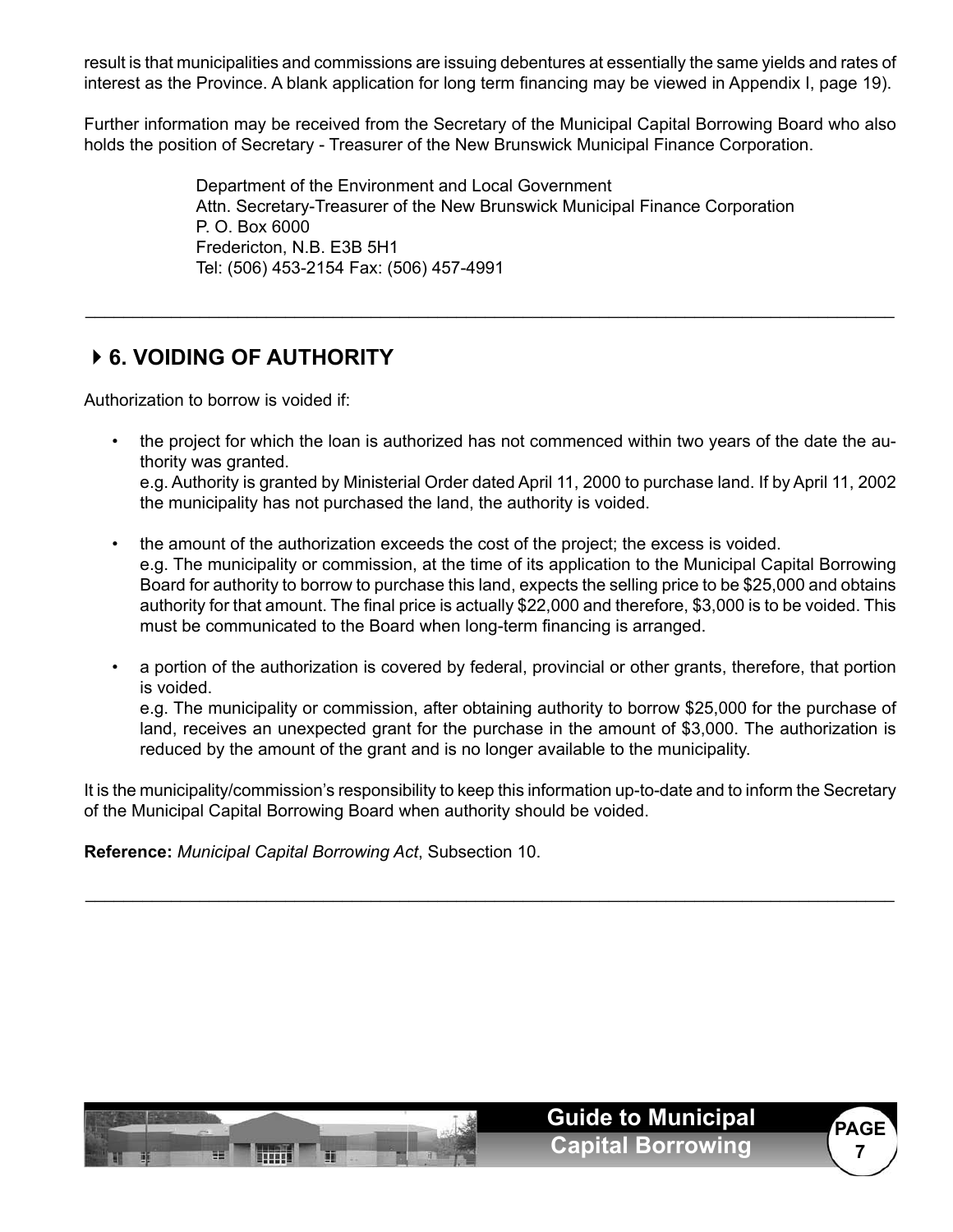result is that municipalities and commissions are issuing debentures at essentially the same yields and rates of interest as the Province. A blank application for long term financing may be viewed in Appendix I, page 19).

Further information may be received from the Secretary of the Municipal Capital Borrowing Board who also holds the position of Secretary - Treasurer of the New Brunswick Municipal Finance Corporation.

> Department of the Environment and Local Government
> Attn. Secretary-Treasurer of the New Brunswick Municipal Finance Corporation
> P. O. Box 6000
> Fredericton, N.B. E3B 5H1
> Tel: (506) 453-2154 Fax: (506) 457-4991

---

## 6. VOIDING OF AUTHORITY

Authorization to borrow is voided if:

- the project for which the loan is authorized has not commenced within two years of the date the authority was granted.
  e.g. Authority is granted by Ministerial Order dated April 11, 2000 to purchase land. If by April 11, 2002 the municipality has not purchased the land, the authority is voided.

- the amount of the authorization exceeds the cost of the project; the excess is voided.
  e.g. The municipality or commission, at the time of its application to the Municipal Capital Borrowing Board for authority to borrow to purchase this land, expects the selling price to be $25,000 and obtains authority for that amount. The final price is actually $22,000 and therefore, $3,000 is to be voided. This must be communicated to the Board when long-term financing is arranged.

- a portion of the authorization is covered by federal, provincial or other grants, therefore, that portion is voided.
  e.g. The municipality or commission, after obtaining authority to borrow $25,000 for the purchase of land, receives an unexpected grant for the purchase in the amount of $3,000. The authorization is reduced by the amount of the grant and is no longer available to the municipality.

It is the municipality/commission's responsibility to keep this information up-to-date and to inform the Secretary of the Municipal Capital Borrowing Board when authority should be voided.

**Reference:** *Municipal Capital Borrowing Act*, Subsection 10.

---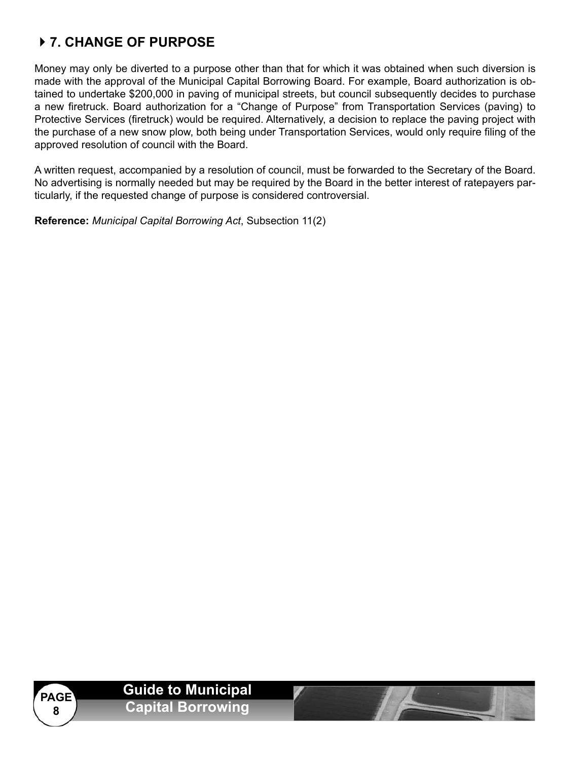## 7. CHANGE OF PURPOSE

Money may only be diverted to a purpose other than that for which it was obtained when such diversion is made with the approval of the Municipal Capital Borrowing Board. For example, Board authorization is obtained to undertake $200,000 in paving of municipal streets, but council subsequently decides to purchase a new firetruck. Board authorization for a "Change of Purpose" from Transportation Services (paving) to Protective Services (firetruck) would be required. Alternatively, a decision to replace the paving project with the purchase of a new snow plow, both being under Transportation Services, would only require filing of the approved resolution of council with the Board.

A written request, accompanied by a resolution of council, must be forwarded to the Secretary of the Board. No advertising is normally needed but may be required by the Board in the better interest of ratepayers particularly, if the requested change of purpose is considered controversial.

**Reference:** *Municipal Capital Borrowing Act*, Subsection 11(2)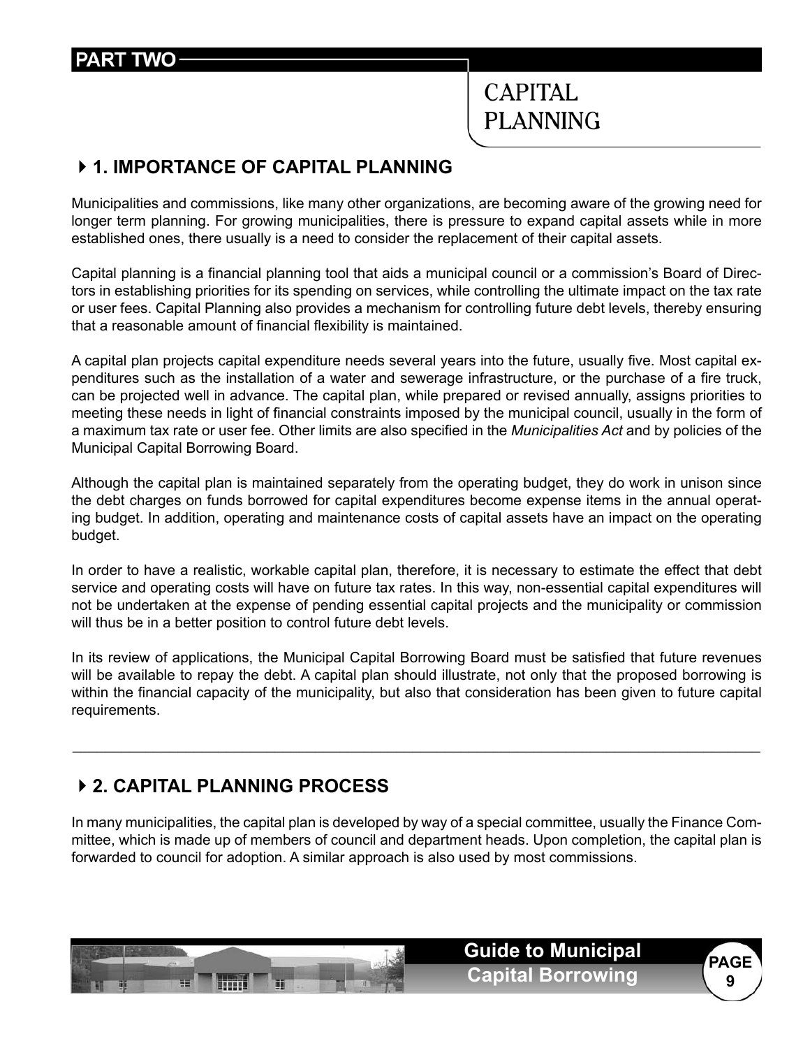# PART TWO

# CAPITAL PLANNING

## 1. IMPORTANCE OF CAPITAL PLANNING

Municipalities and commissions, like many other organizations, are becoming aware of the growing need for longer term planning. For growing municipalities, there is pressure to expand capital assets while in more established ones, there usually is a need to consider the replacement of their capital assets.

Capital planning is a financial planning tool that aids a municipal council or a commission's Board of Directors in establishing priorities for its spending on services, while controlling the ultimate impact on the tax rate or user fees. Capital Planning also provides a mechanism for controlling future debt levels, thereby ensuring that a reasonable amount of financial flexibility is maintained.

A capital plan projects capital expenditure needs several years into the future, usually five. Most capital expenditures such as the installation of a water and sewerage infrastructure, or the purchase of a fire truck, can be projected well in advance. The capital plan, while prepared or revised annually, assigns priorities to meeting these needs in light of financial constraints imposed by the municipal council, usually in the form of a maximum tax rate or user fee. Other limits are also specified in the *Municipalities Act* and by policies of the Municipal Capital Borrowing Board.

Although the capital plan is maintained separately from the operating budget, they do work in unison since the debt charges on funds borrowed for capital expenditures become expense items in the annual operating budget. In addition, operating and maintenance costs of capital assets have an impact on the operating budget.

In order to have a realistic, workable capital plan, therefore, it is necessary to estimate the effect that debt service and operating costs will have on future tax rates. In this way, non-essential capital expenditures will not be undertaken at the expense of pending essential capital projects and the municipality or commission will thus be in a better position to control future debt levels.

In its review of applications, the Municipal Capital Borrowing Board must be satisfied that future revenues will be available to repay the debt. A capital plan should illustrate, not only that the proposed borrowing is within the financial capacity of the municipality, but also that consideration has been given to future capital requirements.

## 2. CAPITAL PLANNING PROCESS

In many municipalities, the capital plan is developed by way of a special committee, usually the Finance Committee, which is made up of members of council and department heads. Upon completion, the capital plan is forwarded to council for adoption. A similar approach is also used by most commissions.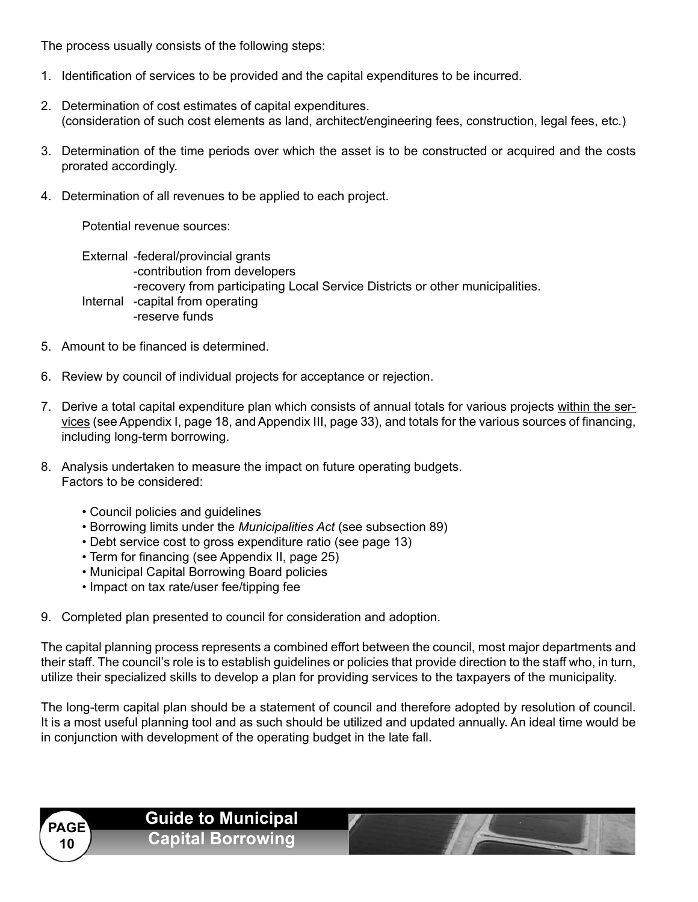The process usually consists of the following steps:

1. Identification of services to be provided and the capital expenditures to be incurred.

2. Determination of cost estimates of capital expenditures.
   (consideration of such cost elements as land, architect/engineering fees, construction, legal fees, etc.)

3. Determination of the time periods over which the asset is to be constructed or acquired and the costs prorated accordingly.

4. Determination of all revenues to be applied to each project.

   Potential revenue sources:

   External -federal/provincial grants
   -contribution from developers
   -recovery from participating Local Service Districts or other municipalities.
   Internal -capital from operating
   -reserve funds

5. Amount to be financed is determined.

6. Review by council of individual projects for acceptance or rejection.

7. Derive a total capital expenditure plan which consists of annual totals for various projects within the services (see Appendix I, page 18, and Appendix III, page 33), and totals for the various sources of financing, including long-term borrowing.

8. Analysis undertaken to measure the impact on future operating budgets.
   Factors to be considered:

   - Council policies and guidelines
   - Borrowing limits under the *Municipalities Act* (see subsection 89)
   - Debt service cost to gross expenditure ratio (see page 13)
   - Term for financing (see Appendix II, page 25)
   - Municipal Capital Borrowing Board policies
   - Impact on tax rate/user fee/tipping fee

9. Completed plan presented to council for consideration and adoption.

The capital planning process represents a combined effort between the council, most major departments and their staff. The council's role is to establish guidelines or policies that provide direction to the staff who, in turn, utilize their specialized skills to develop a plan for providing services to the taxpayers of the municipality.

The long-term capital plan should be a statement of council and therefore adopted by resolution of council. It is a most useful planning tool and as such should be utilized and updated annually. An ideal time would be in conjunction with development of the operating budget in the late fall.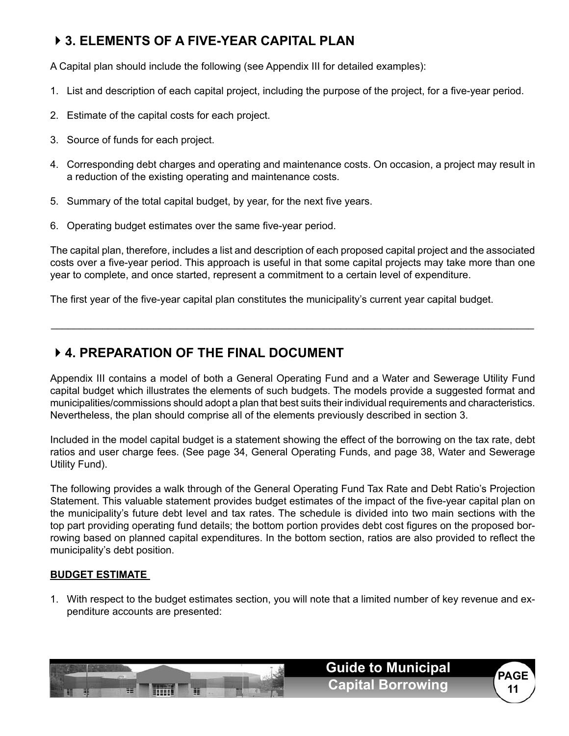## 3. ELEMENTS OF A FIVE-YEAR CAPITAL PLAN

A Capital plan should include the following (see Appendix III for detailed examples):

1. List and description of each capital project, including the purpose of the project, for a five-year period.
2. Estimate of the capital costs for each project.
3. Source of funds for each project.
4. Corresponding debt charges and operating and maintenance costs. On occasion, a project may result in a reduction of the existing operating and maintenance costs.
5. Summary of the total capital budget, by year, for the next five years.
6. Operating budget estimates over the same five-year period.

The capital plan, therefore, includes a list and description of each proposed capital project and the associated costs over a five-year period. This approach is useful in that some capital projects may take more than one year to complete, and once started, represent a commitment to a certain level of expenditure.

The first year of the five-year capital plan constitutes the municipality's current year capital budget.

---

## 4. PREPARATION OF THE FINAL DOCUMENT

Appendix III contains a model of both a General Operating Fund and a Water and Sewerage Utility Fund capital budget which illustrates the elements of such budgets. The models provide a suggested format and municipalities/commissions should adopt a plan that best suits their individual requirements and characteristics. Nevertheless, the plan should comprise all of the elements previously described in section 3.

Included in the model capital budget is a statement showing the effect of the borrowing on the tax rate, debt ratios and user charge fees. (See page 34, General Operating Funds, and page 38, Water and Sewerage Utility Fund).

The following provides a walk through of the General Operating Fund Tax Rate and Debt Ratio's Projection Statement. This valuable statement provides budget estimates of the impact of the five-year capital plan on the municipality's future debt level and tax rates. The schedule is divided into two main sections with the top part providing operating fund details; the bottom portion provides debt cost figures on the proposed borrowing based on planned capital expenditures. In the bottom section, ratios are also provided to reflect the municipality's debt position.

**BUDGET ESTIMATE**

1. With respect to the budget estimates section, you will note that a limited number of key revenue and expenditure accounts are presented: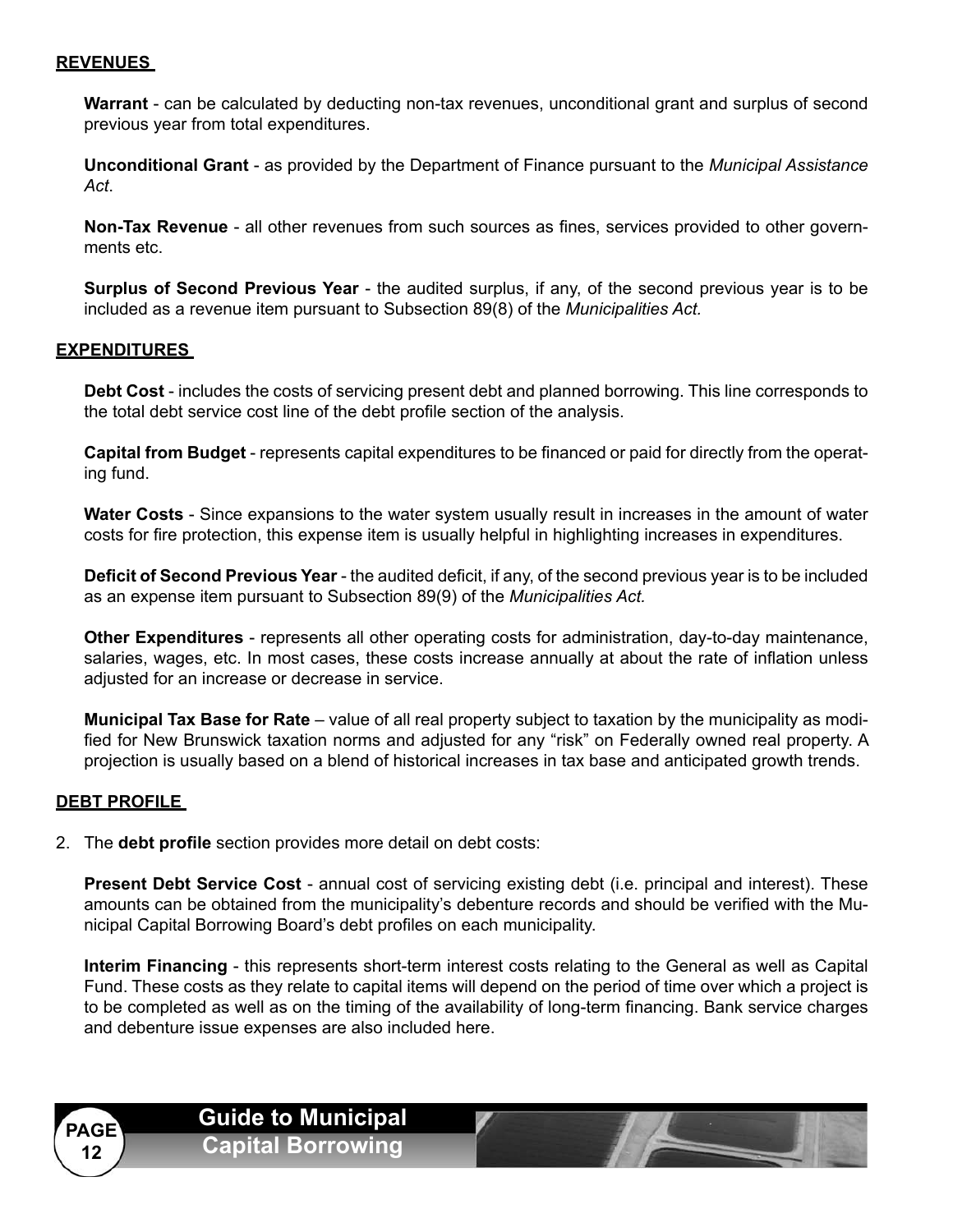## REVENUES

**Warrant** - can be calculated by deducting non-tax revenues, unconditional grant and surplus of second previous year from total expenditures.

**Unconditional Grant** - as provided by the Department of Finance pursuant to the *Municipal Assistance Act*.

**Non-Tax Revenue** - all other revenues from such sources as fines, services provided to other governments etc.

**Surplus of Second Previous Year** - the audited surplus, if any, of the second previous year is to be included as a revenue item pursuant to Subsection 89(8) of the *Municipalities Act.*

## EXPENDITURES

**Debt Cost** - includes the costs of servicing present debt and planned borrowing. This line corresponds to the total debt service cost line of the debt profile section of the analysis.

**Capital from Budget** - represents capital expenditures to be financed or paid for directly from the operating fund.

**Water Costs** - Since expansions to the water system usually result in increases in the amount of water costs for fire protection, this expense item is usually helpful in highlighting increases in expenditures.

**Deficit of Second Previous Year** - the audited deficit, if any, of the second previous year is to be included as an expense item pursuant to Subsection 89(9) of the *Municipalities Act.*

**Other Expenditures** - represents all other operating costs for administration, day-to-day maintenance, salaries, wages, etc. In most cases, these costs increase annually at about the rate of inflation unless adjusted for an increase or decrease in service.

**Municipal Tax Base for Rate** – value of all real property subject to taxation by the municipality as modified for New Brunswick taxation norms and adjusted for any "risk" on Federally owned real property. A projection is usually based on a blend of historical increases in tax base and anticipated growth trends.

## DEBT PROFILE

2. The **debt profile** section provides more detail on debt costs:

   **Present Debt Service Cost** - annual cost of servicing existing debt (i.e. principal and interest). These amounts can be obtained from the municipality's debenture records and should be verified with the Municipal Capital Borrowing Board's debt profiles on each municipality.

   **Interim Financing** - this represents short-term interest costs relating to the General as well as Capital Fund. These costs as they relate to capital items will depend on the period of time over which a project is to be completed as well as on the timing of the availability of long-term financing. Bank service charges and debenture issue expenses are also included here.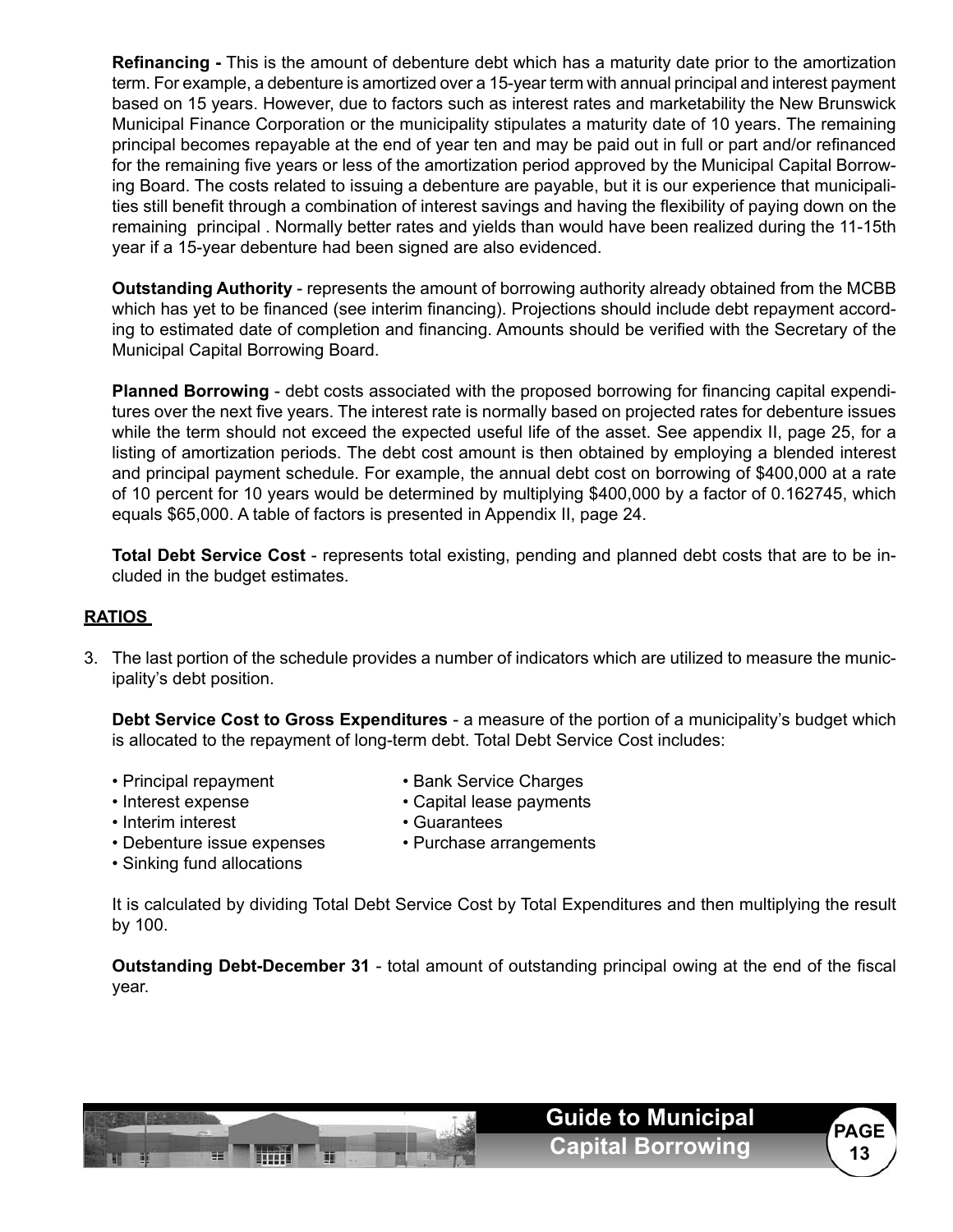**Refinancing -** This is the amount of debenture debt which has a maturity date prior to the amortization term. For example, a debenture is amortized over a 15-year term with annual principal and interest payment based on 15 years. However, due to factors such as interest rates and marketability the New Brunswick Municipal Finance Corporation or the municipality stipulates a maturity date of 10 years. The remaining principal becomes repayable at the end of year ten and may be paid out in full or part and/or refinanced for the remaining five years or less of the amortization period approved by the Municipal Capital Borrowing Board. The costs related to issuing a debenture are payable, but it is our experience that municipalities still benefit through a combination of interest savings and having the flexibility of paying down on the remaining principal . Normally better rates and yields than would have been realized during the 11-15th year if a 15-year debenture had been signed are also evidenced.

**Outstanding Authority** - represents the amount of borrowing authority already obtained from the MCBB which has yet to be financed (see interim financing). Projections should include debt repayment according to estimated date of completion and financing. Amounts should be verified with the Secretary of the Municipal Capital Borrowing Board.

**Planned Borrowing** - debt costs associated with the proposed borrowing for financing capital expenditures over the next five years. The interest rate is normally based on projected rates for debenture issues while the term should not exceed the expected useful life of the asset. See appendix II, page 25, for a listing of amortization periods. The debt cost amount is then obtained by employing a blended interest and principal payment schedule. For example, the annual debt cost on borrowing of $400,000 at a rate of 10 percent for 10 years would be determined by multiplying $400,000 by a factor of 0.162745, which equals $65,000. A table of factors is presented in Appendix II, page 24.

**Total Debt Service Cost** - represents total existing, pending and planned debt costs that are to be included in the budget estimates.

## RATIOS

3. The last portion of the schedule provides a number of indicators which are utilized to measure the municipality's debt position.

**Debt Service Cost to Gross Expenditures** - a measure of the portion of a municipality's budget which is allocated to the repayment of long-term debt. Total Debt Service Cost includes:

- Principal repayment
- Interest expense
- Interim interest
- Debenture issue expenses
- Sinking fund allocations
- Bank Service Charges
- Capital lease payments
- Guarantees
- Purchase arrangements

It is calculated by dividing Total Debt Service Cost by Total Expenditures and then multiplying the result by 100.

**Outstanding Debt-December 31** - total amount of outstanding principal owing at the end of the fiscal year.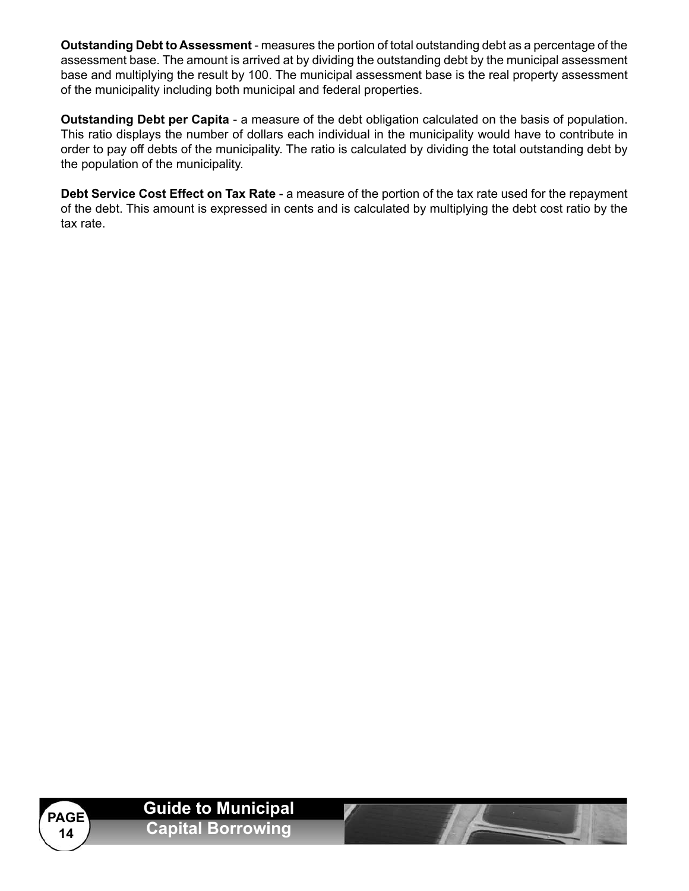**Outstanding Debt to Assessment** - measures the portion of total outstanding debt as a percentage of the assessment base. The amount is arrived at by dividing the outstanding debt by the municipal assessment base and multiplying the result by 100. The municipal assessment base is the real property assessment of the municipality including both municipal and federal properties.

**Outstanding Debt per Capita** - a measure of the debt obligation calculated on the basis of population. This ratio displays the number of dollars each individual in the municipality would have to contribute in order to pay off debts of the municipality. The ratio is calculated by dividing the total outstanding debt by the population of the municipality.

**Debt Service Cost Effect on Tax Rate** - a measure of the portion of the tax rate used for the repayment of the debt. This amount is expressed in cents and is calculated by multiplying the debt cost ratio by the tax rate.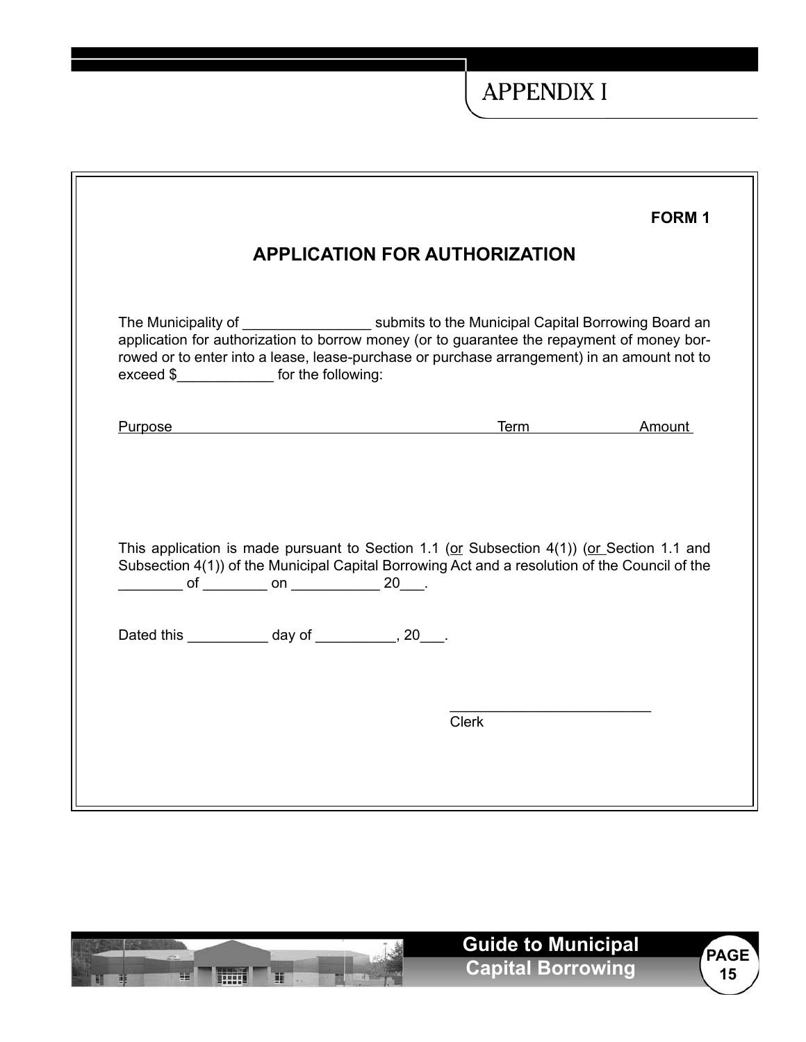# APPENDIX I

**FORM 1**

## APPLICATION FOR AUTHORIZATION

The Municipality of ________________ submits to the Municipal Capital Borrowing Board an application for authorization to borrow money (or to guarantee the repayment of money borrowed or to enter into a lease, lease-purchase or purchase arrangement) in an amount not to exceed $____________ for the following:

| Purpose | Term | Amount |
|---|---|---|

This application is made pursuant to Section 1.1 (<u>or</u> Subsection 4(1)) (<u>or</u> Section 1.1 and Subsection 4(1)) of the Municipal Capital Borrowing Act and a resolution of the Council of the ________ of ________ on ___________ 20___.

Dated this __________ day of __________, 20___.

_________________________
Clerk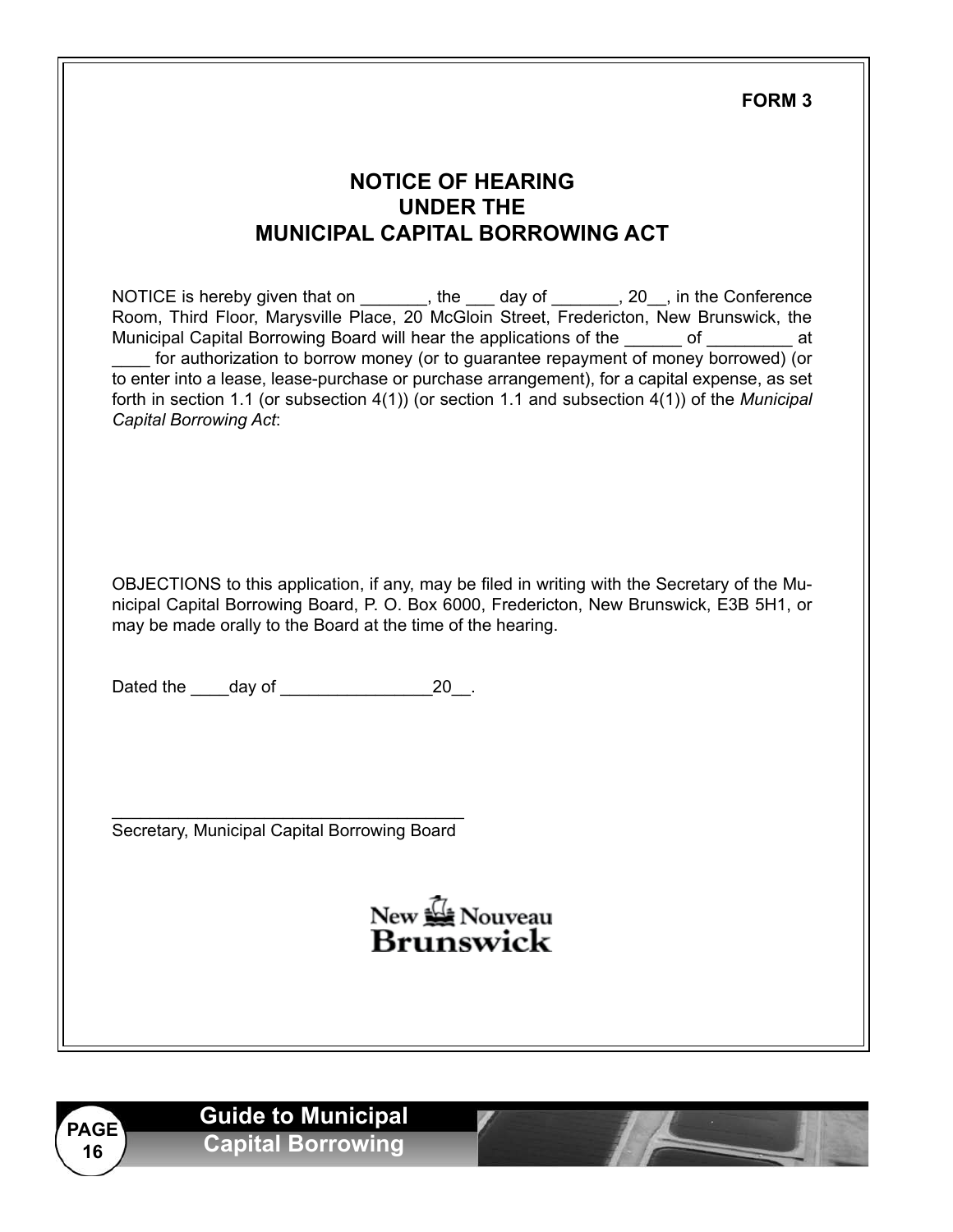FORM 3

# NOTICE OF HEARING
# UNDER THE
# MUNICIPAL CAPITAL BORROWING ACT

NOTICE is hereby given that on _______, the ___ day of _______, 20__, in the Conference Room, Third Floor, Marysville Place, 20 McGloin Street, Fredericton, New Brunswick, the Municipal Capital Borrowing Board will hear the applications of the ______ of _________ at ____ for authorization to borrow money (or to guarantee repayment of money borrowed) (or to enter into a lease, lease-purchase or purchase arrangement), for a capital expense, as set forth in section 1.1 (or subsection 4(1)) (or section 1.1 and subsection 4(1)) of the *Municipal Capital Borrowing Act*:

OBJECTIONS to this application, if any, may be filed in writing with the Secretary of the Municipal Capital Borrowing Board, P. O. Box 6000, Fredericton, New Brunswick, E3B 5H1, or may be made orally to the Board at the time of the hearing.

Dated the ____day of ________________20__.

_____________________________________
Secretary, Municipal Capital Borrowing Board

New Nouveau Brunswick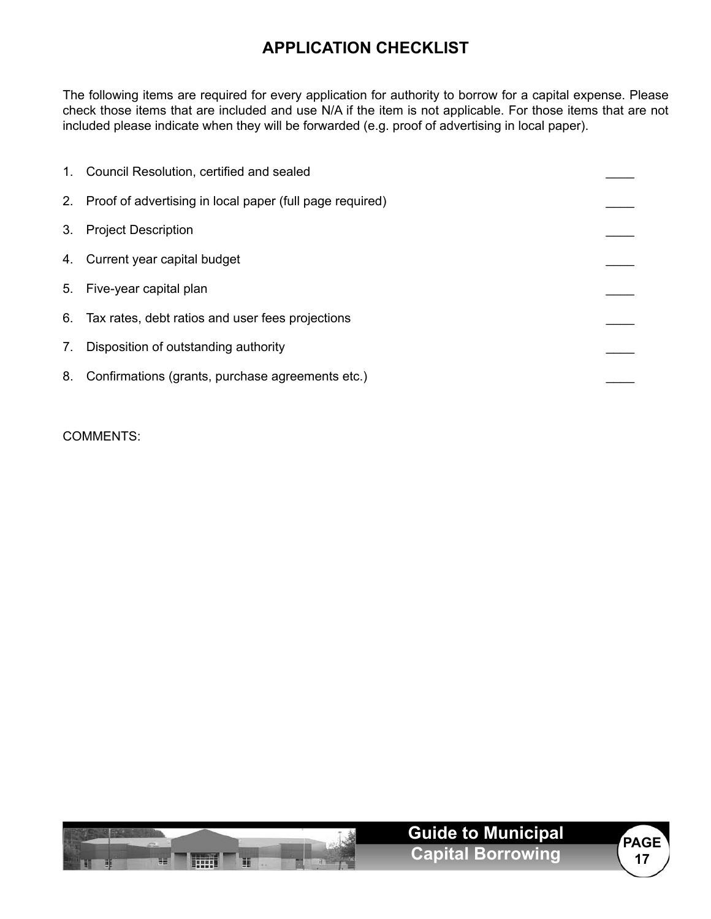# APPLICATION CHECKLIST

The following items are required for every application for authority to borrow for a capital expense. Please check those items that are included and use N/A if the item is not applicable. For those items that are not included please indicate when they will be forwarded (e.g. proof of advertising in local paper).

1. Council Resolution, certified and sealed ____
2. Proof of advertising in local paper (full page required) ____
3. Project Description ____
4. Current year capital budget ____
5. Five-year capital plan ____
6. Tax rates, debt ratios and user fees projections ____
7. Disposition of outstanding authority ____
8. Confirmations (grants, purchase agreements etc.) ____

COMMENTS: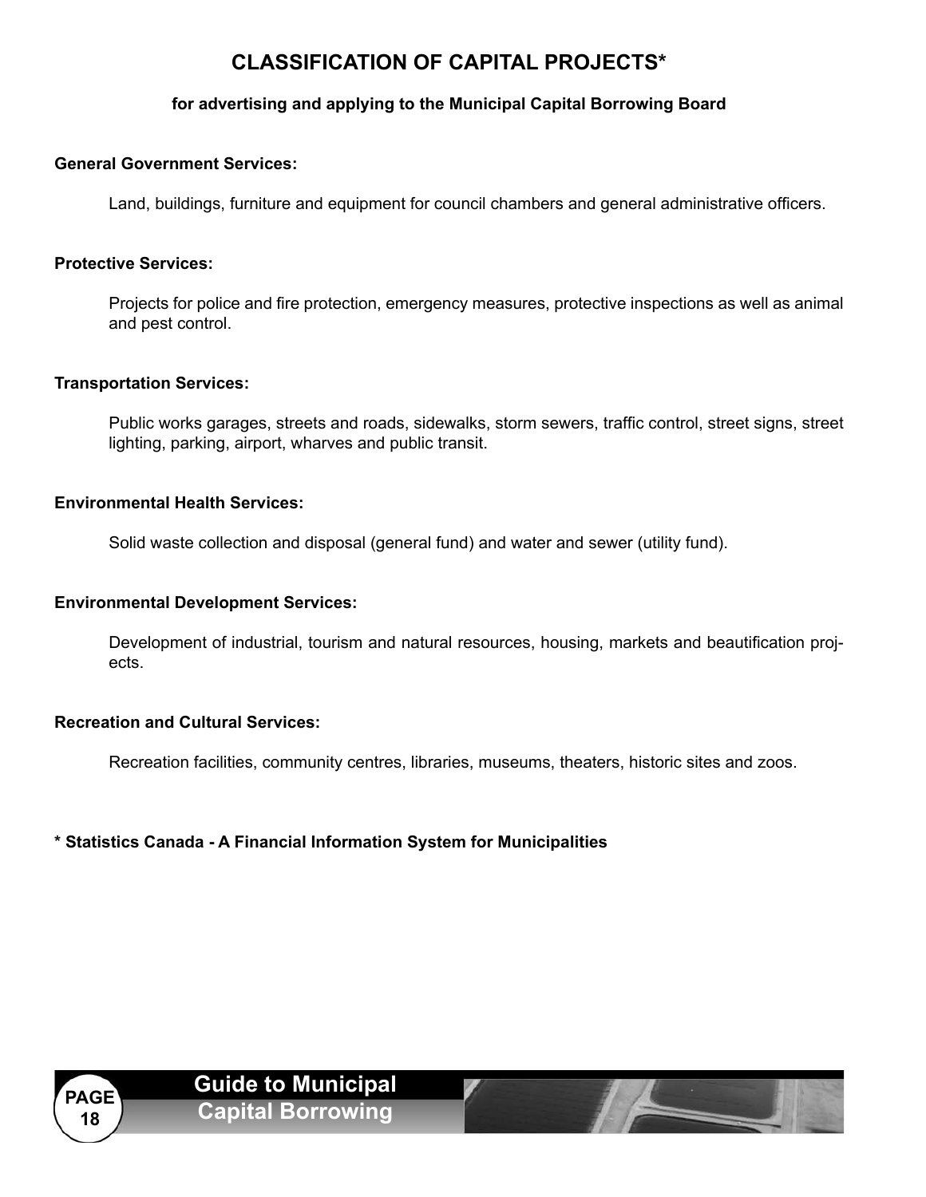# CLASSIFICATION OF CAPITAL PROJECTS*

### for advertising and applying to the Municipal Capital Borrowing Board

**General Government Services:**

Land, buildings, furniture and equipment for council chambers and general administrative officers.

**Protective Services:**

Projects for police and fire protection, emergency measures, protective inspections as well as animal and pest control.

**Transportation Services:**

Public works garages, streets and roads, sidewalks, storm sewers, traffic control, street signs, street lighting, parking, airport, wharves and public transit.

**Environmental Health Services:**

Solid waste collection and disposal (general fund) and water and sewer (utility fund).

**Environmental Development Services:**

Development of industrial, tourism and natural resources, housing, markets and beautification projects.

**Recreation and Cultural Services:**

Recreation facilities, community centres, libraries, museums, theaters, historic sites and zoos.

**\* Statistics Canada - A Financial Information System for Municipalities**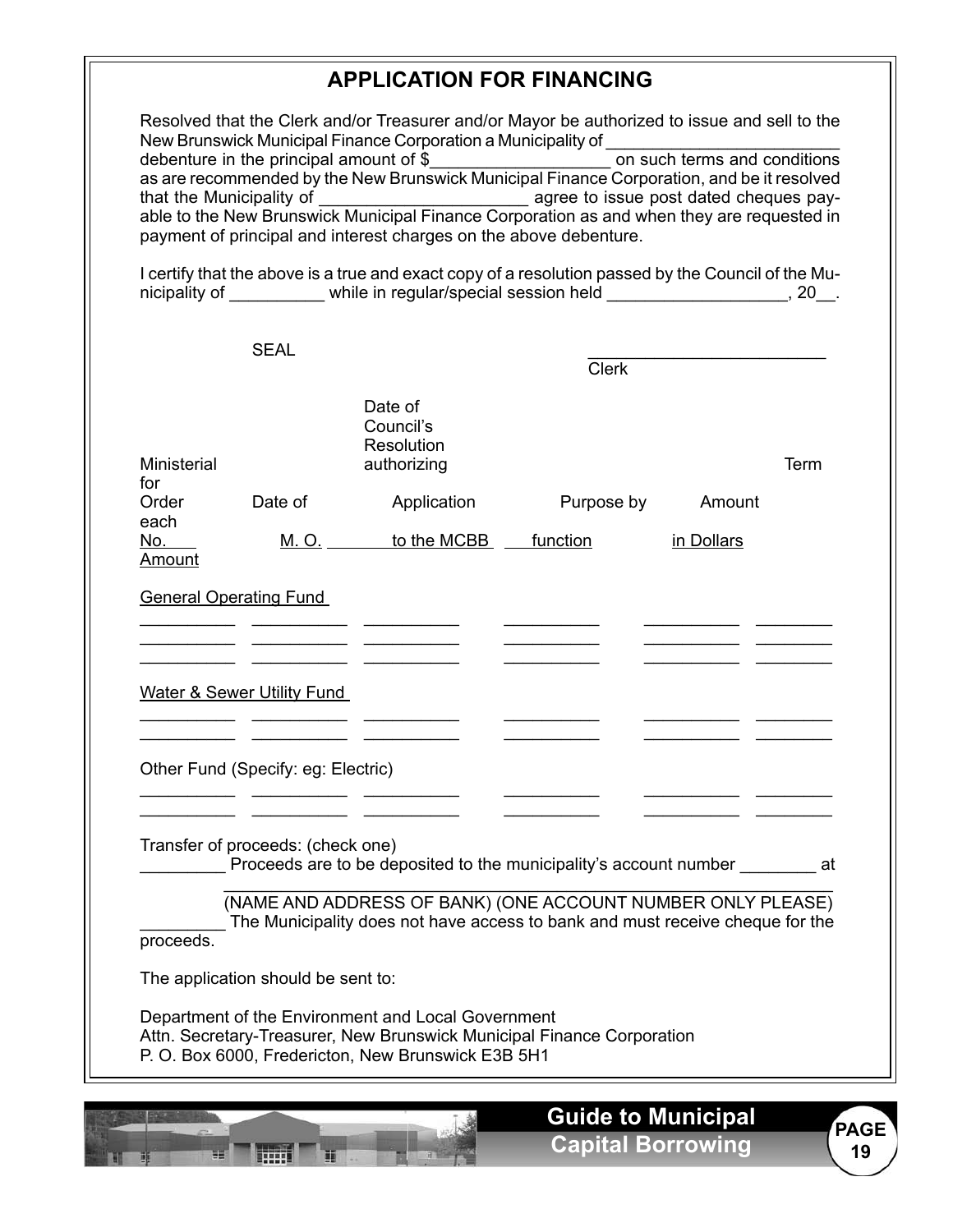# APPLICATION FOR FINANCING

Resolved that the Clerk and/or Treasurer and/or Mayor be authorized to issue and sell to the New Brunswick Municipal Finance Corporation a Municipality of _________________________ debenture in the principal amount of $___________________ on such terms and conditions as are recommended by the New Brunswick Municipal Finance Corporation, and be it resolved that the Municipality of ______________________ agree to issue post dated cheques payable to the New Brunswick Municipal Finance Corporation as and when they are requested in payment of principal and interest charges on the above debenture.

I certify that the above is a true and exact copy of a resolution passed by the Council of the Municipality of __________ while in regular/special session held ___________________, 20__.

SEAL

_________________________
Clerk

| Ministerial Order No. | Date of M. O. | Date of Council's Resolution authorizing Application to the MCBB | Purpose by function | Amount in Dollars | Term for each Amount |
|---|---|---|---|---|---|
| **General Operating Fund** | | | | | |
| __________ | __________ | __________ | __________ | __________ | ________ |
| __________ | __________ | __________ | __________ | __________ | ________ |
| __________ | __________ | __________ | __________ | __________ | ________ |
| **Water & Sewer Utility Fund** | | | | | |
| __________ | __________ | __________ | __________ | __________ | ________ |
| __________ | __________ | __________ | __________ | __________ | ________ |
| **Other Fund (Specify: eg: Electric)** | | | | | |
| __________ | __________ | __________ | __________ | __________ | ________ |
| __________ | __________ | __________ | __________ | __________ | ________ |

Transfer of proceeds: (check one)

_________ Proceeds are to be deposited to the municipality's account number ________ at

_______________________________________________________________
(NAME AND ADDRESS OF BANK) (ONE ACCOUNT NUMBER ONLY PLEASE)

_________ The Municipality does not have access to bank and must receive cheque for the proceeds.

The application should be sent to:

Department of the Environment and Local Government
Attn. Secretary-Treasurer, New Brunswick Municipal Finance Corporation
P. O. Box 6000, Fredericton, New Brunswick E3B 5H1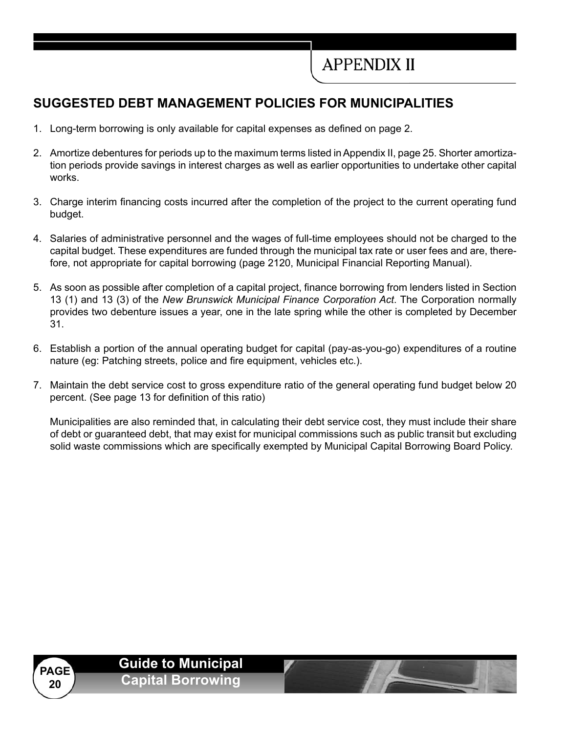# APPENDIX II

## SUGGESTED DEBT MANAGEMENT POLICIES FOR MUNICIPALITIES

1. Long-term borrowing is only available for capital expenses as defined on page 2.

2. Amortize debentures for periods up to the maximum terms listed in Appendix II, page 25. Shorter amortization periods provide savings in interest charges as well as earlier opportunities to undertake other capital works.

3. Charge interim financing costs incurred after the completion of the project to the current operating fund budget.

4. Salaries of administrative personnel and the wages of full-time employees should not be charged to the capital budget. These expenditures are funded through the municipal tax rate or user fees and are, therefore, not appropriate for capital borrowing (page 2120, Municipal Financial Reporting Manual).

5. As soon as possible after completion of a capital project, finance borrowing from lenders listed in Section 13 (1) and 13 (3) of the *New Brunswick Municipal Finance Corporation Act*. The Corporation normally provides two debenture issues a year, one in the late spring while the other is completed by December 31.

6. Establish a portion of the annual operating budget for capital (pay-as-you-go) expenditures of a routine nature (eg: Patching streets, police and fire equipment, vehicles etc.).

7. Maintain the debt service cost to gross expenditure ratio of the general operating fund budget below 20 percent. (See page 13 for definition of this ratio)

   Municipalities are also reminded that, in calculating their debt service cost, they must include their share of debt or guaranteed debt, that may exist for municipal commissions such as public transit but excluding solid waste commissions which are specifically exempted by Municipal Capital Borrowing Board Policy.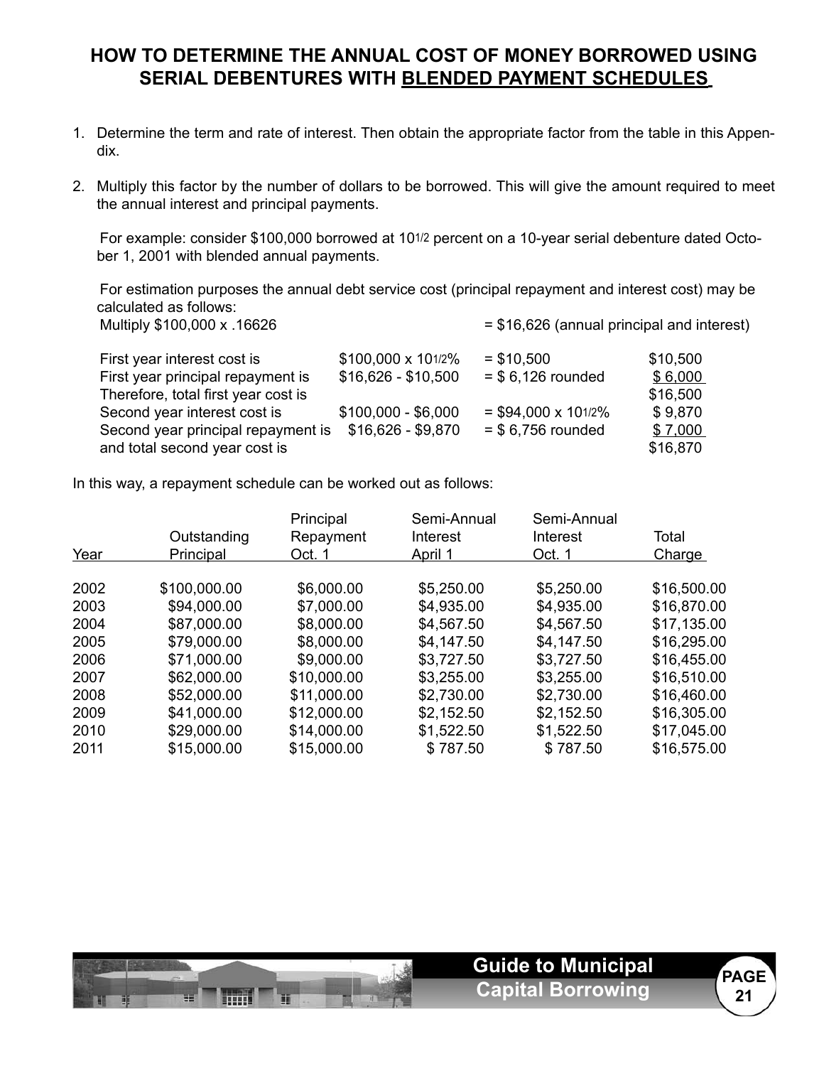## HOW TO DETERMINE THE ANNUAL COST OF MONEY BORROWED USING SERIAL DEBENTURES WITH BLENDED PAYMENT SCHEDULES

1. Determine the term and rate of interest. Then obtain the appropriate factor from the table in this Appendix.

2. Multiply this factor by the number of dollars to be borrowed. This will give the amount required to meet the annual interest and principal payments.

   For example: consider $100,000 borrowed at 10 1/2 percent on a 10-year serial debenture dated October 1, 2001 with blended annual payments.

   For estimation purposes the annual debt service cost (principal repayment and interest cost) may be calculated as follows:

| | | | |
|---|---|---|---|
| Multiply $100,000 x .16626 | | = $16,626 (annual principal and interest) | |
| First year interest cost is | $100,000 x 10 1/2% | = $10,500 | $10,500 |
| First year principal repayment is | $16,626 - $10,500 | = $ 6,126 rounded | $ 6,000 |
| Therefore, total first year cost is | | | $16,500 |
| Second year interest cost is | $100,000 - $6,000 | = $94,000 x 10 1/2% | $ 9,870 |
| Second year principal repayment is | $16,626 - $9,870 | = $ 6,756 rounded | $ 7,000 |
| and total second year cost is | | | $16,870 |

In this way, a repayment schedule can be worked out as follows:

| Year | Outstanding Principal | Principal Repayment Oct. 1 | Semi-Annual Interest April 1 | Semi-Annual Interest Oct. 1 | Total Charge |
|---|---|---|---|---|---|
| 2002 | $100,000.00 | $6,000.00 | $5,250.00 | $5,250.00 | $16,500.00 |
| 2003 | $94,000.00 | $7,000.00 | $4,935.00 | $4,935.00 | $16,870.00 |
| 2004 | $87,000.00 | $8,000.00 | $4,567.50 | $4,567.50 | $17,135.00 |
| 2005 | $79,000.00 | $8,000.00 | $4,147.50 | $4,147.50 | $16,295.00 |
| 2006 | $71,000.00 | $9,000.00 | $3,727.50 | $3,727.50 | $16,455.00 |
| 2007 | $62,000.00 | $10,000.00 | $3,255.00 | $3,255.00 | $16,510.00 |
| 2008 | $52,000.00 | $11,000.00 | $2,730.00 | $2,730.00 | $16,460.00 |
| 2009 | $41,000.00 | $12,000.00 | $2,152.50 | $2,152.50 | $16,305.00 |
| 2010 | $29,000.00 | $14,000.00 | $1,522.50 | $1,522.50 | $17,045.00 |
| 2011 | $15,000.00 | $15,000.00 | $ 787.50 | $ 787.50 | $16,575.00 |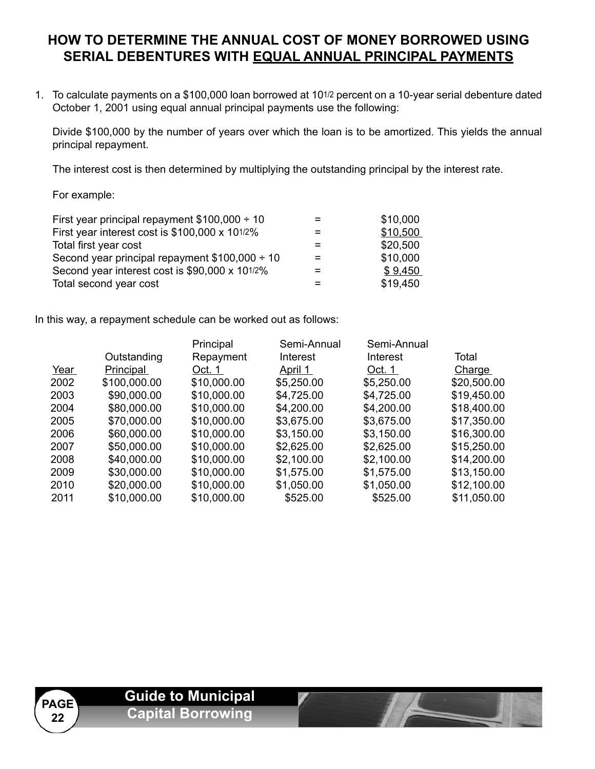# HOW TO DETERMINE THE ANNUAL COST OF MONEY BORROWED USING SERIAL DEBENTURES WITH EQUAL ANNUAL PRINCIPAL PAYMENTS

1. To calculate payments on a $100,000 loan borrowed at 10 1/2 percent on a 10-year serial debenture dated October 1, 2001 using equal annual principal payments use the following:

   Divide $100,000 by the number of years over which the loan is to be amortized. This yields the annual principal repayment.

   The interest cost is then determined by multiplying the outstanding principal by the interest rate.

   For example:

| | | |
|---|---|---|
| First year principal repayment $100,000 ÷ 10 | = | $10,000 |
| First year interest cost is $100,000 x 10 1/2% | = | $10,500 |
| Total first year cost | = | $20,500 |
| Second year principal repayment $100,000 ÷ 10 | = | $10,000 |
| Second year interest cost is $90,000 x 10 1/2% | = | $ 9,450 |
| Total second year cost | = | $19,450 |

In this way, a repayment schedule can be worked out as follows:

| Year | Outstanding Principal | Principal Repayment Oct. 1 | Semi-Annual Interest April 1 | Semi-Annual Interest Oct. 1 | Total Charge |
|---|---|---|---|---|---|
| 2002 | $100,000.00 | $10,000.00 | $5,250.00 | $5,250.00 | $20,500.00 |
| 2003 | $90,000.00 | $10,000.00 | $4,725.00 | $4,725.00 | $19,450.00 |
| 2004 | $80,000.00 | $10,000.00 | $4,200.00 | $4,200.00 | $18,400.00 |
| 2005 | $70,000.00 | $10,000.00 | $3,675.00 | $3,675.00 | $17,350.00 |
| 2006 | $60,000.00 | $10,000.00 | $3,150.00 | $3,150.00 | $16,300.00 |
| 2007 | $50,000.00 | $10,000.00 | $2,625.00 | $2,625.00 | $15,250.00 |
| 2008 | $40,000.00 | $10,000.00 | $2,100.00 | $2,100.00 | $14,200.00 |
| 2009 | $30,000.00 | $10,000.00 | $1,575.00 | $1,575.00 | $13,150.00 |
| 2010 | $20,000.00 | $10,000.00 | $1,050.00 | $1,050.00 | $12,100.00 |
| 2011 | $10,000.00 | $10,000.00 | $525.00 | $525.00 | $11,050.00 |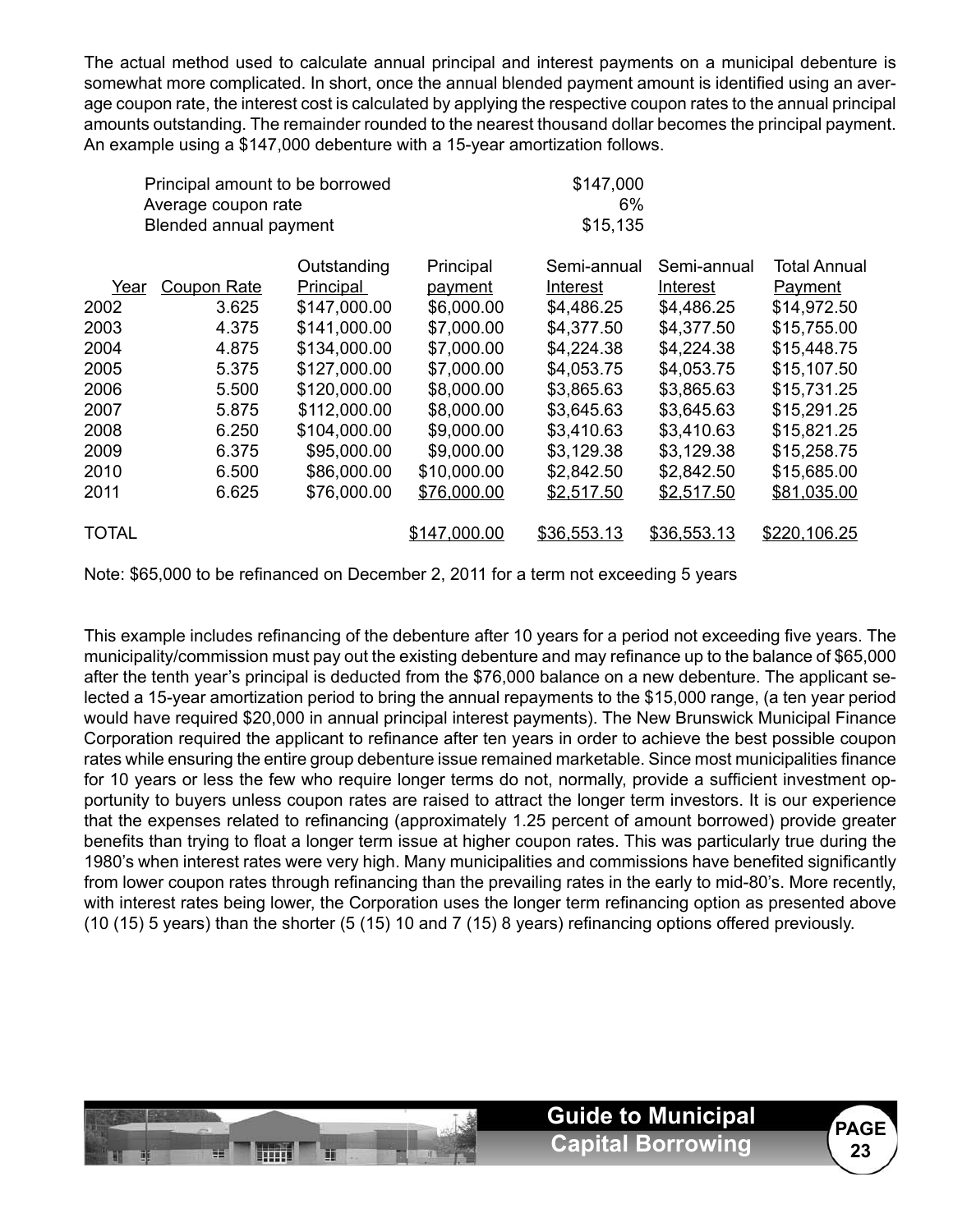The actual method used to calculate annual principal and interest payments on a municipal debenture is somewhat more complicated. In short, once the annual blended payment amount is identified using an average coupon rate, the interest cost is calculated by applying the respective coupon rates to the annual principal amounts outstanding. The remainder rounded to the nearest thousand dollar becomes the principal payment. An example using a $147,000 debenture with a 15-year amortization follows.

| | |
|---|---|
| Principal amount to be borrowed | $147,000 |
| Average coupon rate | 6% |
| Blended annual payment | $15,135 |

| Year | Coupon Rate | Outstanding Principal | Principal payment | Semi-annual Interest | Semi-annual Interest | Total Annual Payment |
|---|---|---|---|---|---|---|
| 2002 | 3.625 | $147,000.00 | $6,000.00 | $4,486.25 | $4,486.25 | $14,972.50 |
| 2003 | 4.375 | $141,000.00 | $7,000.00 | $4,377.50 | $4,377.50 | $15,755.00 |
| 2004 | 4.875 | $134,000.00 | $7,000.00 | $4,224.38 | $4,224.38 | $15,448.75 |
| 2005 | 5.375 | $127,000.00 | $7,000.00 | $4,053.75 | $4,053.75 | $15,107.50 |
| 2006 | 5.500 | $120,000.00 | $8,000.00 | $3,865.63 | $3,865.63 | $15,731.25 |
| 2007 | 5.875 | $112,000.00 | $8,000.00 | $3,645.63 | $3,645.63 | $15,291.25 |
| 2008 | 6.250 | $104,000.00 | $9,000.00 | $3,410.63 | $3,410.63 | $15,821.25 |
| 2009 | 6.375 | $95,000.00 | $9,000.00 | $3,129.38 | $3,129.38 | $15,258.75 |
| 2010 | 6.500 | $86,000.00 | $10,000.00 | $2,842.50 | $2,842.50 | $15,685.00 |
| 2011 | 6.625 | $76,000.00 | $76,000.00 | $2,517.50 | $2,517.50 | $81,035.00 |
| TOTAL | | | $147,000.00 | $36,553.13 | $36,553.13 | $220,106.25 |

Note: $65,000 to be refinanced on December 2, 2011 for a term not exceeding 5 years

This example includes refinancing of the debenture after 10 years for a period not exceeding five years. The municipality/commission must pay out the existing debenture and may refinance up to the balance of $65,000 after the tenth year's principal is deducted from the $76,000 balance on a new debenture. The applicant selected a 15-year amortization period to bring the annual repayments to the $15,000 range, (a ten year period would have required $20,000 in annual principal interest payments). The New Brunswick Municipal Finance Corporation required the applicant to refinance after ten years in order to achieve the best possible coupon rates while ensuring the entire group debenture issue remained marketable. Since most municipalities finance for 10 years or less the few who require longer terms do not, normally, provide a sufficient investment opportunity to buyers unless coupon rates are raised to attract the longer term investors. It is our experience that the expenses related to refinancing (approximately 1.25 percent of amount borrowed) provide greater benefits than trying to float a longer term issue at higher coupon rates. This was particularly true during the 1980's when interest rates were very high. Many municipalities and commissions have benefited significantly from lower coupon rates through refinancing than the prevailing rates in the early to mid-80's. More recently, with interest rates being lower, the Corporation uses the longer term refinancing option as presented above (10 (15) 5 years) than the shorter (5 (15) 10 and 7 (15) 8 years) refinancing options offered previously.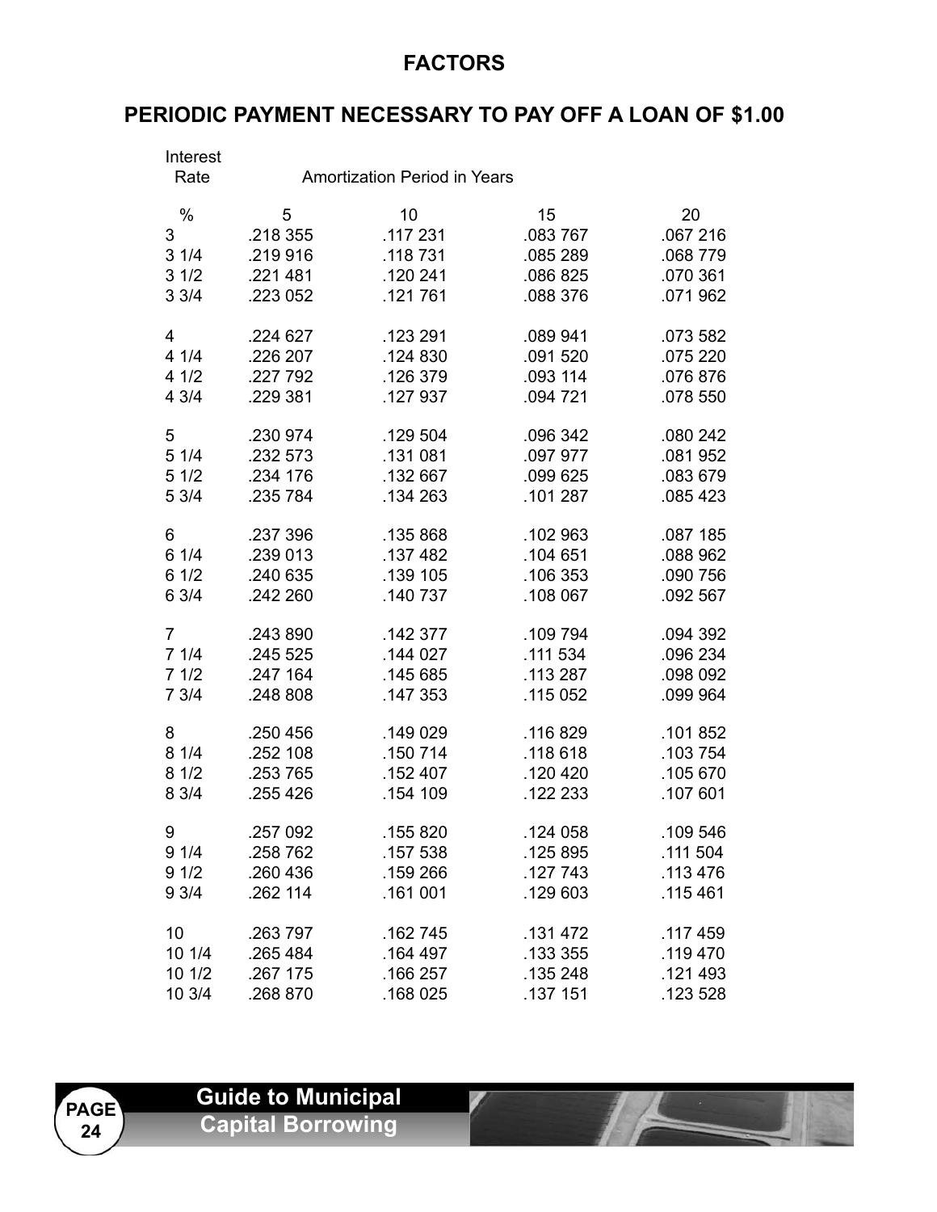## FACTORS

## PERIODIC PAYMENT NECESSARY TO PAY OFF A LOAN OF $1.00

| Interest Rate | Amortization Period in Years | | | |
|---|---|---|---|---|
| % | 5 | 10 | 15 | 20 |
| 3 | .218 355 | .117 231 | .083 767 | .067 216 |
| 3 1/4 | .219 916 | .118 731 | .085 289 | .068 779 |
| 3 1/2 | .221 481 | .120 241 | .086 825 | .070 361 |
| 3 3/4 | .223 052 | .121 761 | .088 376 | .071 962 |
| 4 | .224 627 | .123 291 | .089 941 | .073 582 |
| 4 1/4 | .226 207 | .124 830 | .091 520 | .075 220 |
| 4 1/2 | .227 792 | .126 379 | .093 114 | .076 876 |
| 4 3/4 | .229 381 | .127 937 | .094 721 | .078 550 |
| 5 | .230 974 | .129 504 | .096 342 | .080 242 |
| 5 1/4 | .232 573 | .131 081 | .097 977 | .081 952 |
| 5 1/2 | .234 176 | .132 667 | .099 625 | .083 679 |
| 5 3/4 | .235 784 | .134 263 | .101 287 | .085 423 |
| 6 | .237 396 | .135 868 | .102 963 | .087 185 |
| 6 1/4 | .239 013 | .137 482 | .104 651 | .088 962 |
| 6 1/2 | .240 635 | .139 105 | .106 353 | .090 756 |
| 6 3/4 | .242 260 | .140 737 | .108 067 | .092 567 |
| 7 | .243 890 | .142 377 | .109 794 | .094 392 |
| 7 1/4 | .245 525 | .144 027 | .111 534 | .096 234 |
| 7 1/2 | .247 164 | .145 685 | .113 287 | .098 092 |
| 7 3/4 | .248 808 | .147 353 | .115 052 | .099 964 |
| 8 | .250 456 | .149 029 | .116 829 | .101 852 |
| 8 1/4 | .252 108 | .150 714 | .118 618 | .103 754 |
| 8 1/2 | .253 765 | .152 407 | .120 420 | .105 670 |
| 8 3/4 | .255 426 | .154 109 | .122 233 | .107 601 |
| 9 | .257 092 | .155 820 | .124 058 | .109 546 |
| 9 1/4 | .258 762 | .157 538 | .125 895 | .111 504 |
| 9 1/2 | .260 436 | .159 266 | .127 743 | .113 476 |
| 9 3/4 | .262 114 | .161 001 | .129 603 | .115 461 |
| 10 | .263 797 | .162 745 | .131 472 | .117 459 |
| 10 1/4 | .265 484 | .164 497 | .133 355 | .119 470 |
| 10 1/2 | .267 175 | .166 257 | .135 248 | .121 493 |
| 10 3/4 | .268 870 | .168 025 | .137 151 | .123 528 |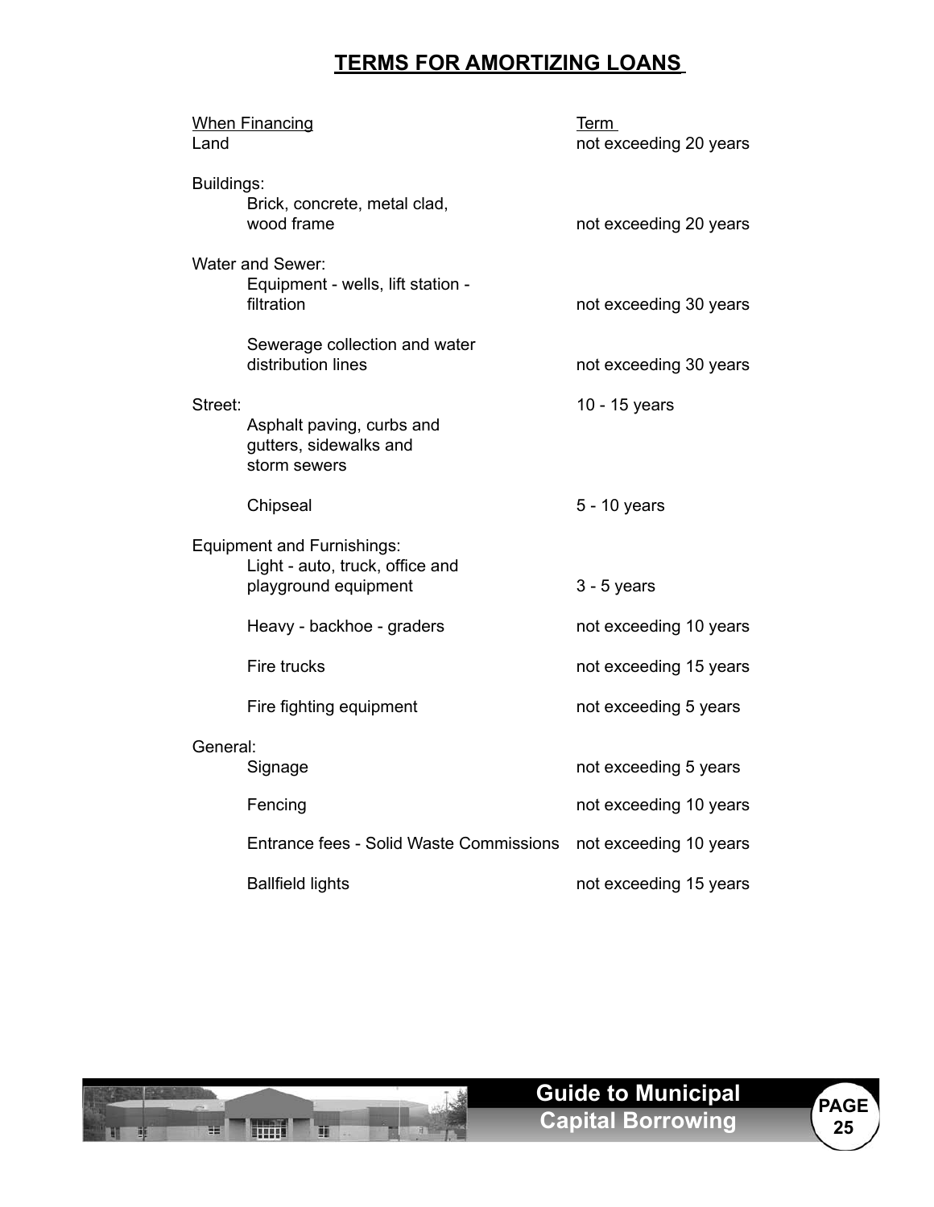# TERMS FOR AMORTIZING LOANS

| When Financing | Term |
|---|---|
| Land | not exceeding 20 years |
| **Buildings:** | |
| Brick, concrete, metal clad, wood frame | not exceeding 20 years |
| **Water and Sewer:** | |
| Equipment - wells, lift station - filtration | not exceeding 30 years |
| Sewerage collection and water distribution lines | not exceeding 30 years |
| **Street:** | 10 - 15 years |
| Asphalt paving, curbs and gutters, sidewalks and storm sewers | |
| Chipseal | 5 - 10 years |
| **Equipment and Furnishings:** | |
| Light - auto, truck, office and playground equipment | 3 - 5 years |
| Heavy - backhoe - graders | not exceeding 10 years |
| Fire trucks | not exceeding 15 years |
| Fire fighting equipment | not exceeding 5 years |
| **General:** | |
| Signage | not exceeding 5 years |
| Fencing | not exceeding 10 years |
| Entrance fees - Solid Waste Commissions | not exceeding 10 years |
| Ballfield lights | not exceeding 15 years |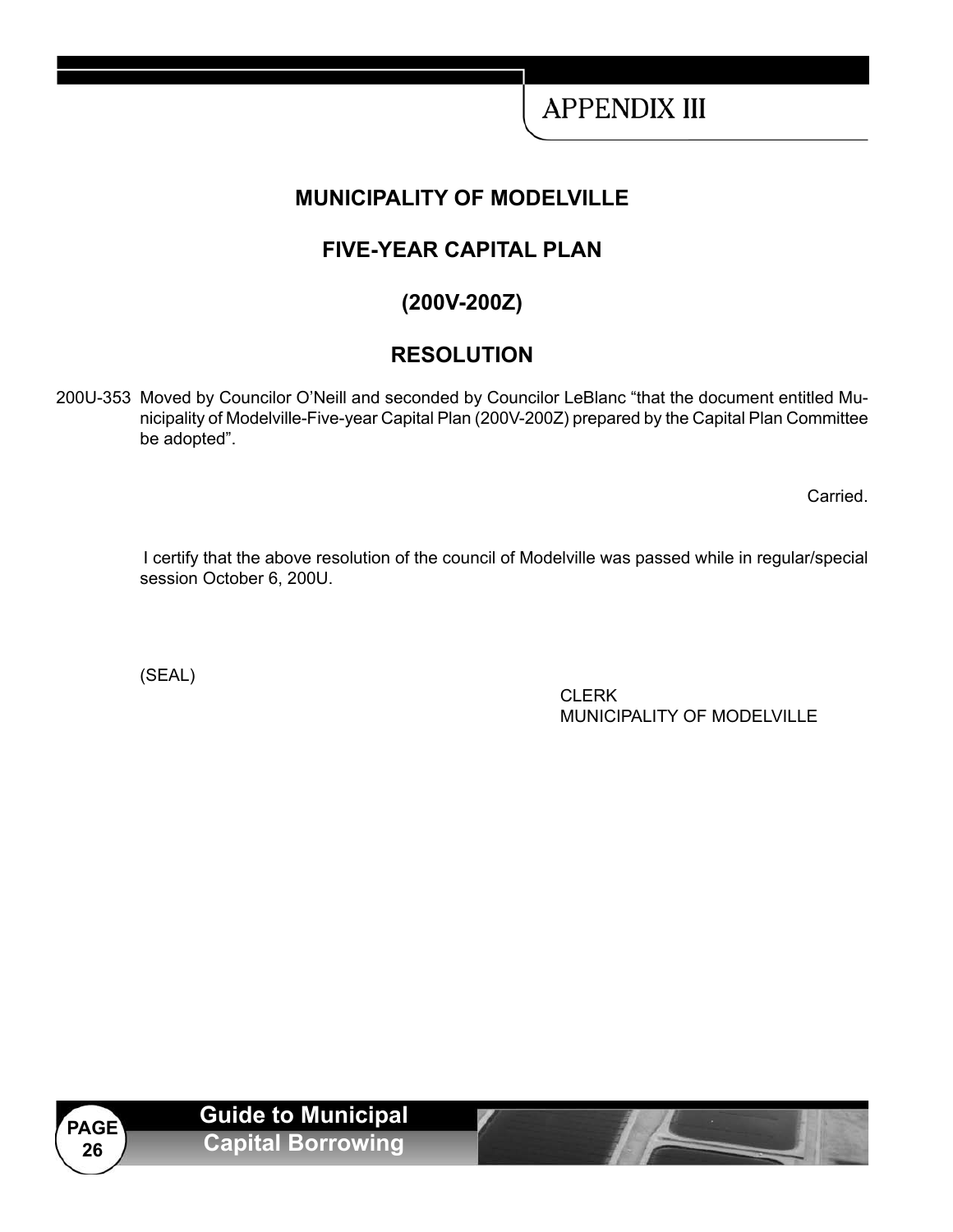# APPENDIX III

## MUNICIPALITY OF MODELVILLE

## FIVE-YEAR CAPITAL PLAN

## (200V-200Z)

## RESOLUTION

200U-353 Moved by Councilor O'Neill and seconded by Councilor LeBlanc "that the document entitled Municipality of Modelville-Five-year Capital Plan (200V-200Z) prepared by the Capital Plan Committee be adopted".

Carried.

I certify that the above resolution of the council of Modelville was passed while in regular/special session October 6, 200U.

(SEAL)

CLERK
MUNICIPALITY OF MODELVILLE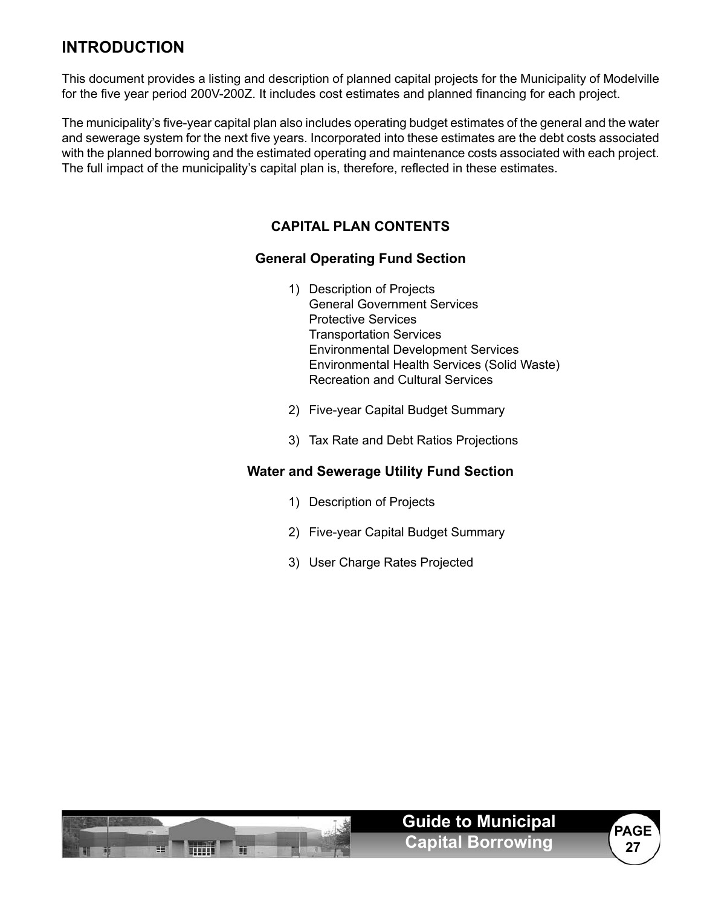## INTRODUCTION

This document provides a listing and description of planned capital projects for the Municipality of Modelville for the five year period 200V-200Z. It includes cost estimates and planned financing for each project.

The municipality's five-year capital plan also includes operating budget estimates of the general and the water and sewerage system for the next five years. Incorporated into these estimates are the debt costs associated with the planned borrowing and the estimated operating and maintenance costs associated with each project. The full impact of the municipality's capital plan is, therefore, reflected in these estimates.

### CAPITAL PLAN CONTENTS

#### General Operating Fund Section

1) Description of Projects
   General Government Services
   Protective Services
   Transportation Services
   Environmental Development Services
   Environmental Health Services (Solid Waste)
   Recreation and Cultural Services

2) Five-year Capital Budget Summary

3) Tax Rate and Debt Ratios Projections

#### Water and Sewerage Utility Fund Section

1) Description of Projects

2) Five-year Capital Budget Summary

3) User Charge Rates Projected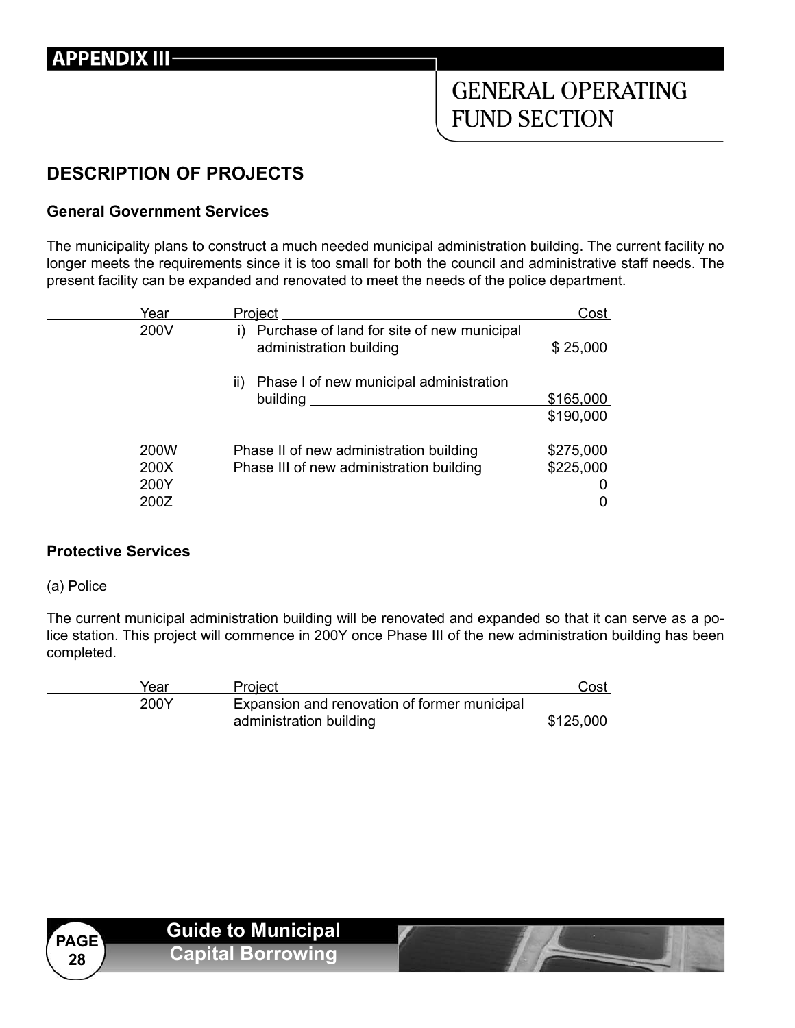# GENERAL OPERATING FUND SECTION

## DESCRIPTION OF PROJECTS

### General Government Services

The municipality plans to construct a much needed municipal administration building. The current facility no longer meets the requirements since it is too small for both the council and administrative staff needs. The present facility can be expanded and renovated to meet the needs of the police department.

| Year | Project | Cost |
|---|---|---|
| 200V | i) Purchase of land for site of new municipal administration building | $ 25,000 |
| | ii) Phase I of new municipal administration building | $165,000 |
| | | $190,000 |
| 200W | Phase II of new administration building | $275,000 |
| 200X | Phase III of new administration building | $225,000 |
| 200Y | | 0 |
| 200Z | | 0 |

### Protective Services

(a) Police

The current municipal administration building will be renovated and expanded so that it can serve as a police station. This project will commence in 200Y once Phase III of the new administration building has been completed.

| Year | Project | Cost |
|---|---|---|
| 200Y | Expansion and renovation of former municipal administration building | $125,000 |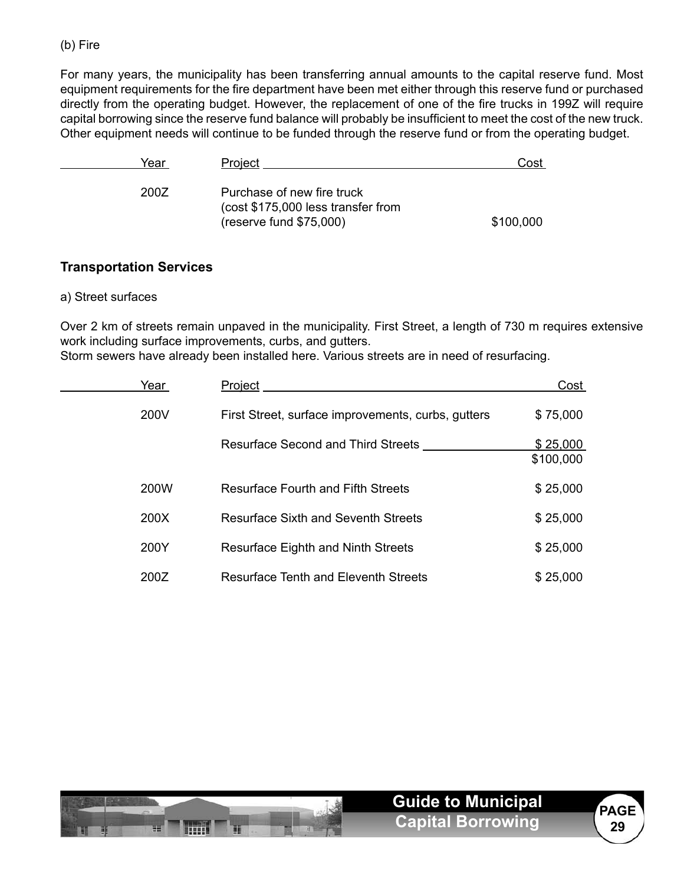(b) Fire

For many years, the municipality has been transferring annual amounts to the capital reserve fund. Most equipment requirements for the fire department have been met either through this reserve fund or purchased directly from the operating budget. However, the replacement of one of the fire trucks in 199Z will require capital borrowing since the reserve fund balance will probably be insufficient to meet the cost of the new truck. Other equipment needs will continue to be funded through the reserve fund or from the operating budget.

| Year | Project | Cost |
|---|---|---|
| 200Z | Purchase of new fire truck (cost $175,000 less transfer from (reserve fund $75,000) | $100,000 |

### Transportation Services

a) Street surfaces

Over 2 km of streets remain unpaved in the municipality. First Street, a length of 730 m requires extensive work including surface improvements, curbs, and gutters.
Storm sewers have already been installed here. Various streets are in need of resurfacing.

| Year | Project | Cost |
|---|---|---|
| 200V | First Street, surface improvements, curbs, gutters | $ 75,000 |
| | Resurface Second and Third Streets | $ 25,000 |
| | | $100,000 |
| 200W | Resurface Fourth and Fifth Streets | $ 25,000 |
| 200X | Resurface Sixth and Seventh Streets | $ 25,000 |
| 200Y | Resurface Eighth and Ninth Streets | $ 25,000 |
| 200Z | Resurface Tenth and Eleventh Streets | $ 25,000 |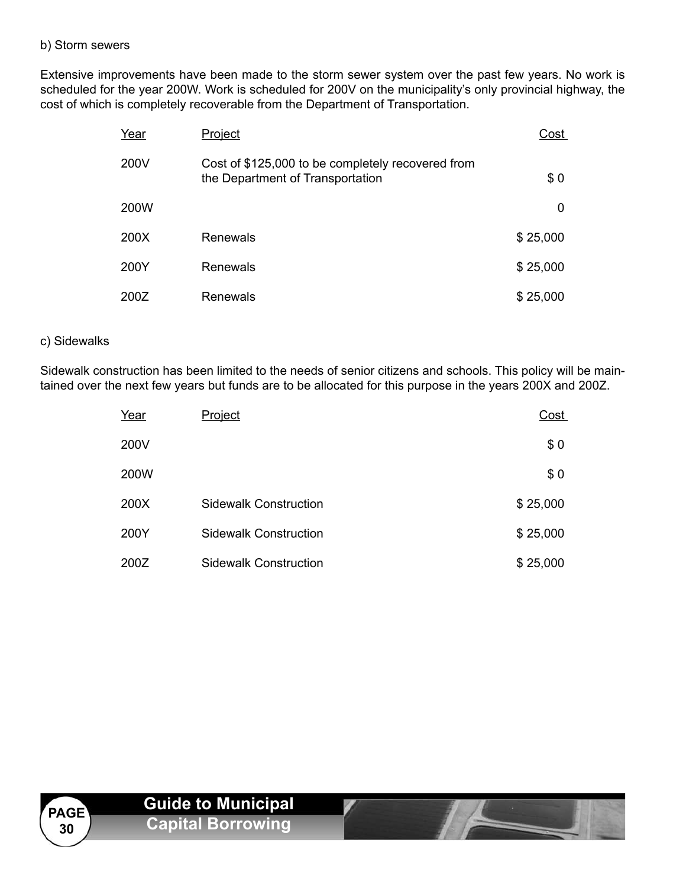b) Storm sewers

Extensive improvements have been made to the storm sewer system over the past few years. No work is scheduled for the year 200W. Work is scheduled for 200V on the municipality's only provincial highway, the cost of which is completely recoverable from the Department of Transportation.

| Year | Project | Cost |
|---|---|---|
| 200V | Cost of $125,000 to be completely recovered from the Department of Transportation | $ 0 |
| 200W | | 0 |
| 200X | Renewals | $ 25,000 |
| 200Y | Renewals | $ 25,000 |
| 200Z | Renewals | $ 25,000 |

c) Sidewalks

Sidewalk construction has been limited to the needs of senior citizens and schools. This policy will be maintained over the next few years but funds are to be allocated for this purpose in the years 200X and 200Z.

| Year | Project | Cost |
|---|---|---|
| 200V | | $ 0 |
| 200W | | $ 0 |
| 200X | Sidewalk Construction | $ 25,000 |
| 200Y | Sidewalk Construction | $ 25,000 |
| 200Z | Sidewalk Construction | $ 25,000 |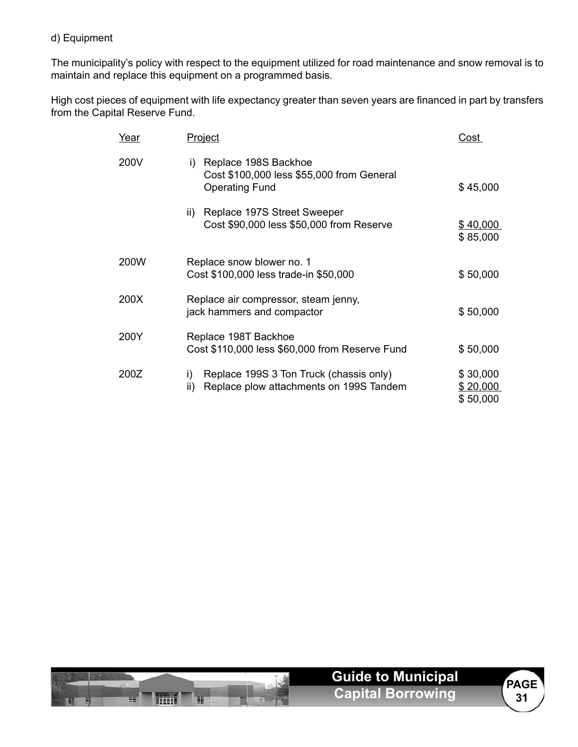d) Equipment

The municipality's policy with respect to the equipment utilized for road maintenance and snow removal is to maintain and replace this equipment on a programmed basis.

High cost pieces of equipment with life expectancy greater than seven years are financed in part by transfers from the Capital Reserve Fund.

| Year | Project | Cost |
|---|---|---|
| 200V | i) Replace 198S Backhoe<br>Cost $100,000 less $55,000 from General Operating Fund | $ 45,000 |
| | ii) Replace 197S Street Sweeper<br>Cost $90,000 less $50,000 from Reserve | $ 40,000 |
| | | $ 85,000 |
| 200W | Replace snow blower no. 1<br>Cost $100,000 less trade-in $50,000 | $ 50,000 |
| 200X | Replace air compressor, steam jenny, jack hammers and compactor | $ 50,000 |
| 200Y | Replace 198T Backhoe<br>Cost $110,000 less $60,000 from Reserve Fund | $ 50,000 |
| 200Z | i) Replace 199S 3 Ton Truck (chassis only) | $ 30,000 |
| | ii) Replace plow attachments on 199S Tandem | $ 20,000 |
| | | $ 50,000 |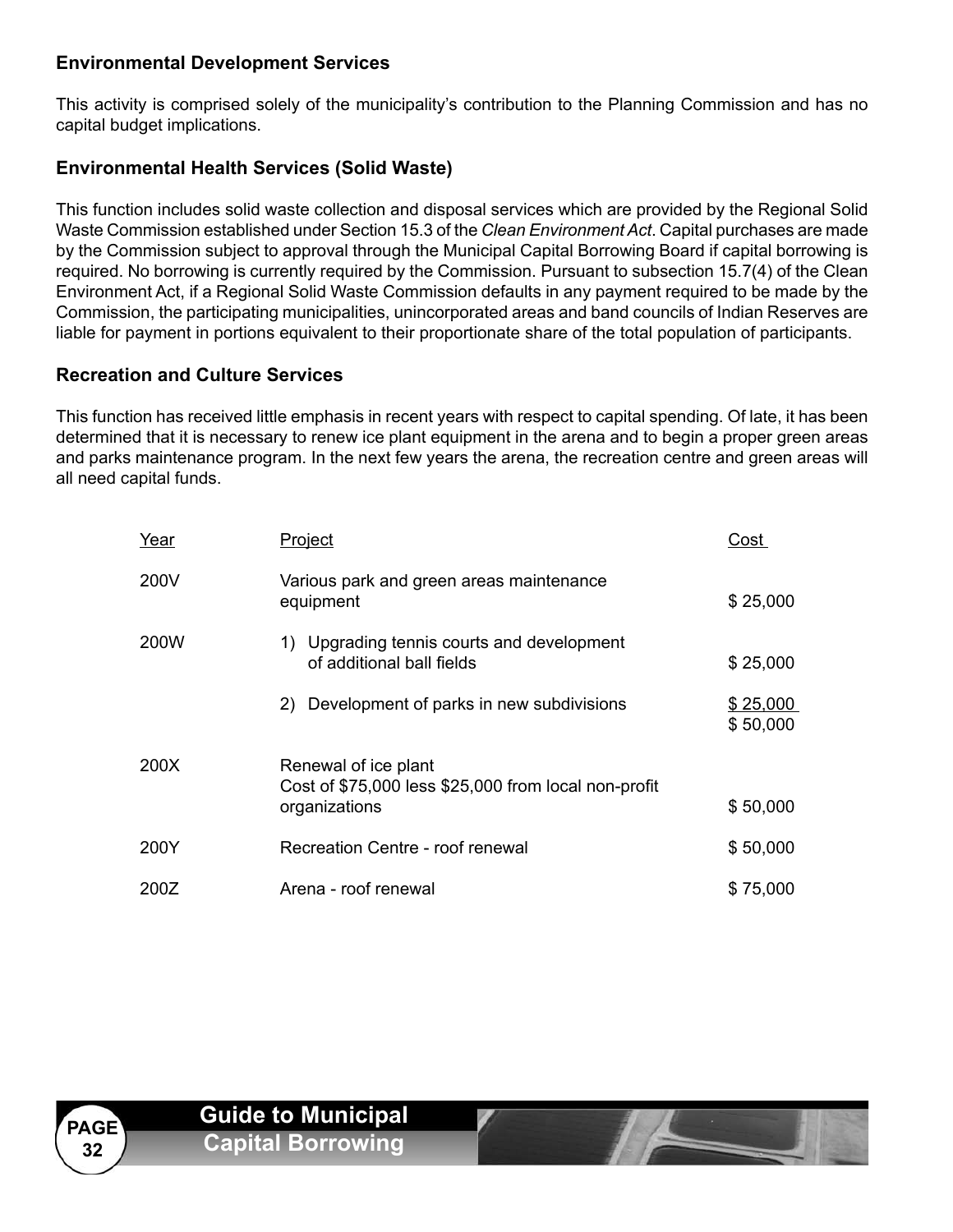### Environmental Development Services

This activity is comprised solely of the municipality's contribution to the Planning Commission and has no capital budget implications.

### Environmental Health Services (Solid Waste)

This function includes solid waste collection and disposal services which are provided by the Regional Solid Waste Commission established under Section 15.3 of the *Clean Environment Act*. Capital purchases are made by the Commission subject to approval through the Municipal Capital Borrowing Board if capital borrowing is required. No borrowing is currently required by the Commission. Pursuant to subsection 15.7(4) of the Clean Environment Act, if a Regional Solid Waste Commission defaults in any payment required to be made by the Commission, the participating municipalities, unincorporated areas and band councils of Indian Reserves are liable for payment in portions equivalent to their proportionate share of the total population of participants.

### Recreation and Culture Services

This function has received little emphasis in recent years with respect to capital spending. Of late, it has been determined that it is necessary to renew ice plant equipment in the arena and to begin a proper green areas and parks maintenance program. In the next few years the arena, the recreation centre and green areas will all need capital funds.

| Year | Project | Cost |
|---|---|---|
| 200V | Various park and green areas maintenance equipment | $ 25,000 |
| 200W | 1) Upgrading tennis courts and development of additional ball fields | $ 25,000 |
| | 2) Development of parks in new subdivisions | $ 25,000 |
| | | $ 50,000 |
| 200X | Renewal of ice plant<br>Cost of $75,000 less $25,000 from local non-profit organizations | $ 50,000 |
| 200Y | Recreation Centre - roof renewal | $ 50,000 |
| 200Z | Arena - roof renewal | $ 75,000 |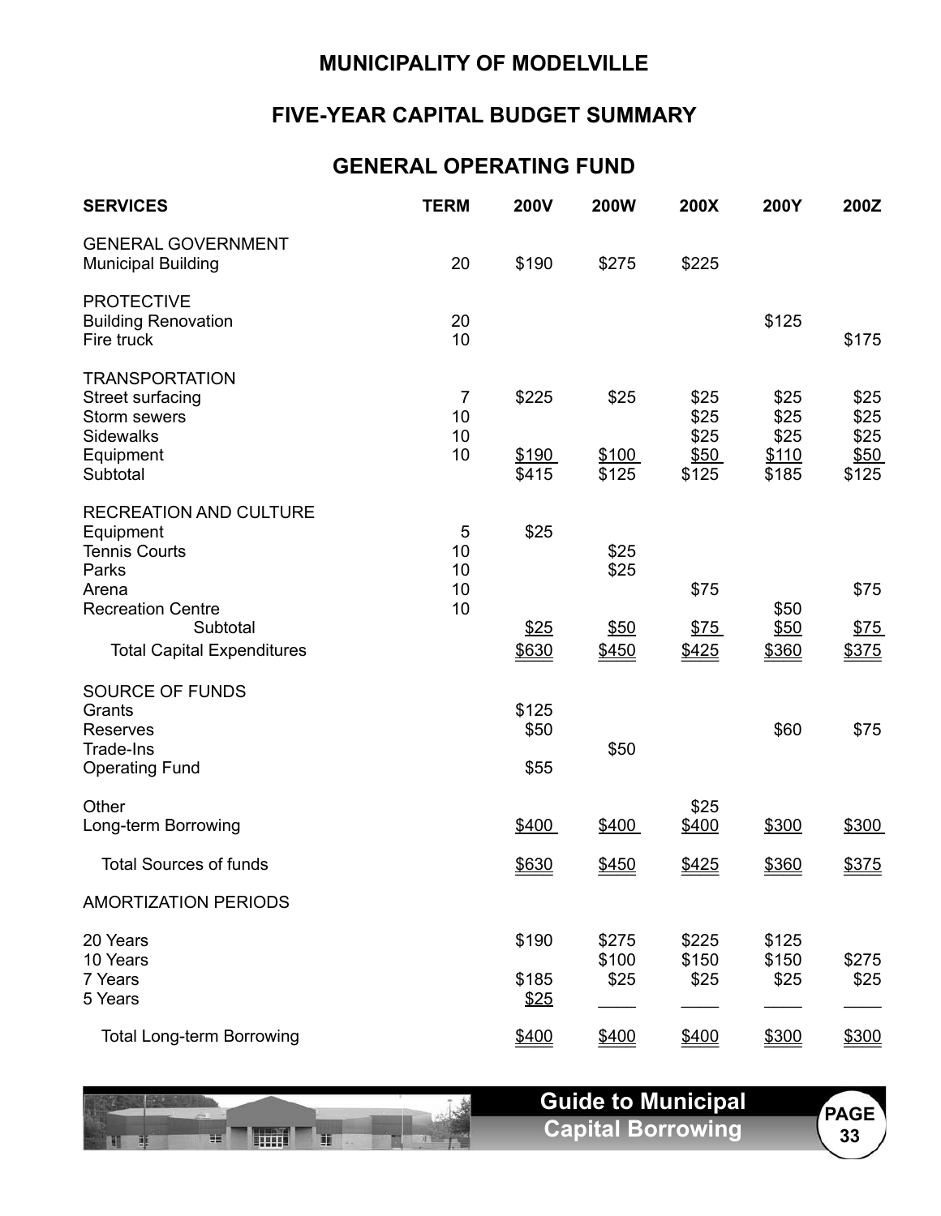## MUNICIPALITY OF MODELVILLE

## FIVE-YEAR CAPITAL BUDGET SUMMARY

## GENERAL OPERATING FUND

| SERVICES | TERM | 200V | 200W | 200X | 200Y | 200Z |
|---|---|---|---|---|---|---|
| GENERAL GOVERNMENT | | | | | | |
| Municipal Building | 20 | $190 | $275 | $225 | | |
| PROTECTIVE | | | | | | |
| Building Renovation | 20 | | | | $125 | |
| Fire truck | 10 | | | | | $175 |
| TRANSPORTATION | | | | | | |
| Street surfacing | 7 | $225 | $25 | $25 | $25 | $25 |
| Storm sewers | 10 | | | $25 | $25 | $25 |
| Sidewalks | 10 | | | $25 | $25 | $25 |
| Equipment | 10 | $190 | $100 | $50 | $110 | $50 |
| Subtotal | | $415 | $125 | $125 | $185 | $125 |
| RECREATION AND CULTURE | | | | | | |
| Equipment | 5 | $25 | | | | |
| Tennis Courts | 10 | | $25 | | | |
| Parks | 10 | | $25 | | | |
| Arena | 10 | | | $75 | | $75 |
| Recreation Centre | 10 | | | | $50 | |
| Subtotal | | $25 | $50 | $75 | $50 | $75 |
| Total Capital Expenditures | | $630 | $450 | $425 | $360 | $375 |
| SOURCE OF FUNDS | | | | | | |
| Grants | | $125 | | | | |
| Reserves | | $50 | | | $60 | $75 |
| Trade-Ins | | | $50 | | | |
| Operating Fund | | $55 | | | | |
| Other | | | | $25 | | |
| Long-term Borrowing | | $400 | $400 | $400 | $300 | $300 |
| Total Sources of funds | | $630 | $450 | $425 | $360 | $375 |
| AMORTIZATION PERIODS | | | | | | |
| 20 Years | | $190 | $275 | $225 | $125 | |
| 10 Years | | | $100 | $150 | $150 | $275 |
| 7 Years | | $185 | $25 | $25 | $25 | $25 |
| 5 Years | | $25 | | | | |
| Total Long-term Borrowing | | $400 | $400 | $400 | $300 | $300 |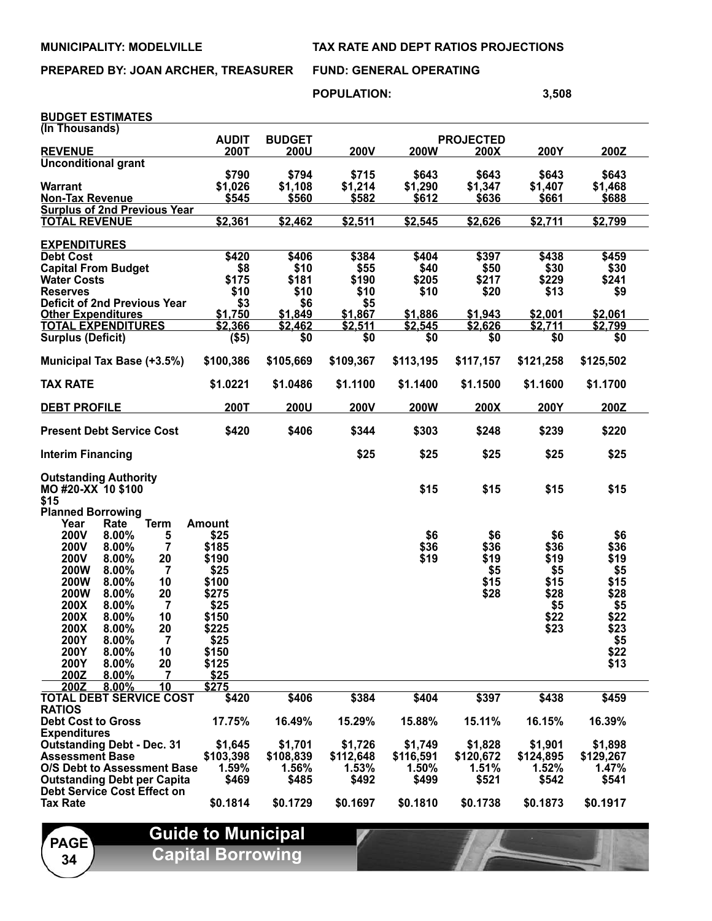**MUNICIPALITY: MODELVILLE** | **TAX RATE AND DEPT RATIOS PROJECTIONS**

**PREPARED BY: JOAN ARCHER, TREASURER** | **FUND: GENERAL OPERATING**

**POPULATION: 3,508**

**BUDGET ESTIMATES**
**(In Thousands)**

| REVENUE | AUDIT 200T | BUDGET 200U | 200V | 200W | PROJECTED 200X | 200Y | 200Z |
|---|---|---|---|---|---|---|---|
| Unconditional grant | $790 | $794 | $715 | $643 | $643 | $643 | $643 |
| Warrant | $1,026 | $1,108 | $1,214 | $1,290 | $1,347 | $1,407 | $1,468 |
| Non-Tax Revenue | $545 | $560 | $582 | $612 | $636 | $661 | $688 |
| Surplus of 2nd Previous Year | | | | | | | |
| **TOTAL REVENUE** | $2,361 | $2,462 | $2,511 | $2,545 | $2,626 | $2,711 | $2,799 |
| **EXPENDITURES** | | | | | | | |
| Debt Cost | $420 | $406 | $384 | $404 | $397 | $438 | $459 |
| Capital From Budget | $8 | $10 | $55 | $40 | $50 | $30 | $30 |
| Water Costs | $175 | $181 | $190 | $205 | $217 | $229 | $241 |
| Reserves | $10 | $10 | $10 | $10 | $20 | $13 | $9 |
| Deficit of 2nd Previous Year | $3 | $6 | $5 | | | | |
| Other Expenditures | $1,750 | $1,849 | $1,867 | $1,886 | $1,943 | $2,001 | $2,061 |
| **TOTAL EXPENDITURES** | $2,366 | $2,462 | $2,511 | $2,545 | $2,626 | $2,711 | $2,799 |
| Surplus (Deficit) | ($5) | $0 | $0 | $0 | $0 | $0 | $0 |
| Municipal Tax Base (+3.5%) | $100,386 | $105,669 | $109,367 | $113,195 | $117,157 | $121,258 | $125,502 |
| **TAX RATE** | $1.0221 | $1.0486 | $1.1100 | $1.1400 | $1.1500 | $1.1600 | $1.1700 |

| DEBT PROFILE | Amount | 200T | 200U | 200V | 200W | 200X | 200Y | 200Z |
|---|---|---|---|---|---|---|---|---|
| Present Debt Service Cost | | $420 | $406 | $344 | $303 | $248 | $239 | $220 |
| Interim Financing | | | | $25 | $25 | $25 | $25 | $25 |
| **Outstanding Authority** | | | | | | | | |
| MO #20-XX 10 $100 $15 | | | | | $15 | $15 | $15 | $15 |
| **Planned Borrowing** (Year / Rate / Term) | | | | | | | | |
| 200V 8.00% 5 | $25 | | | | $6 | $6 | $6 | $6 |
| 200V 8.00% 7 | $185 | | | | $36 | $36 | $36 | $36 |
| 200V 8.00% 20 | $190 | | | | $19 | $19 | $19 | $19 |
| 200W 8.00% 7 | $25 | | | | | $5 | $5 | $5 |
| 200W 8.00% 10 | $100 | | | | | $15 | $15 | $15 |
| 200W 8.00% 20 | $275 | | | | | $28 | $28 | $28 |
| 200X 8.00% 7 | $25 | | | | | | $5 | $5 |
| 200X 8.00% 10 | $150 | | | | | | $22 | $22 |
| 200X 8.00% 20 | $225 | | | | | | $23 | $23 |
| 200Y 8.00% 7 | $25 | | | | | | | $5 |
| 200Y 8.00% 10 | $150 | | | | | | | $22 |
| 200Y 8.00% 20 | $125 | | | | | | | $13 |
| 200Z 8.00% 7 | $25 | | | | | | | |
| 200Z 8.00% 10 | $275 | | | | | | | |
| **TOTAL DEBT SERVICE COST** | | $420 | $406 | $384 | $404 | $397 | $438 | $459 |
| **RATIOS** | | | | | | | | |
| Debt Cost to Gross Expenditures | | 17.75% | 16.49% | 15.29% | 15.88% | 15.11% | 16.15% | 16.39% |
| Outstanding Debt - Dec. 31 | | $1,645 | $1,701 | $1,726 | $1,749 | $1,828 | $1,901 | $1,898 |
| Assessment Base | | $103,398 | $108,839 | $112,648 | $116,591 | $120,672 | $124,895 | $129,267 |
| O/S Debt to Assessment Base | | 1.59% | 1.56% | 1.53% | 1.50% | 1.51% | 1.52% | 1.47% |
| Outstanding Debt per Capita | | $469 | $485 | $492 | $499 | $521 | $542 | $541 |
| Debt Service Cost Effect on Tax Rate | | $0.1814 | $0.1729 | $0.1697 | $0.1810 | $0.1738 | $0.1873 | $0.1917 |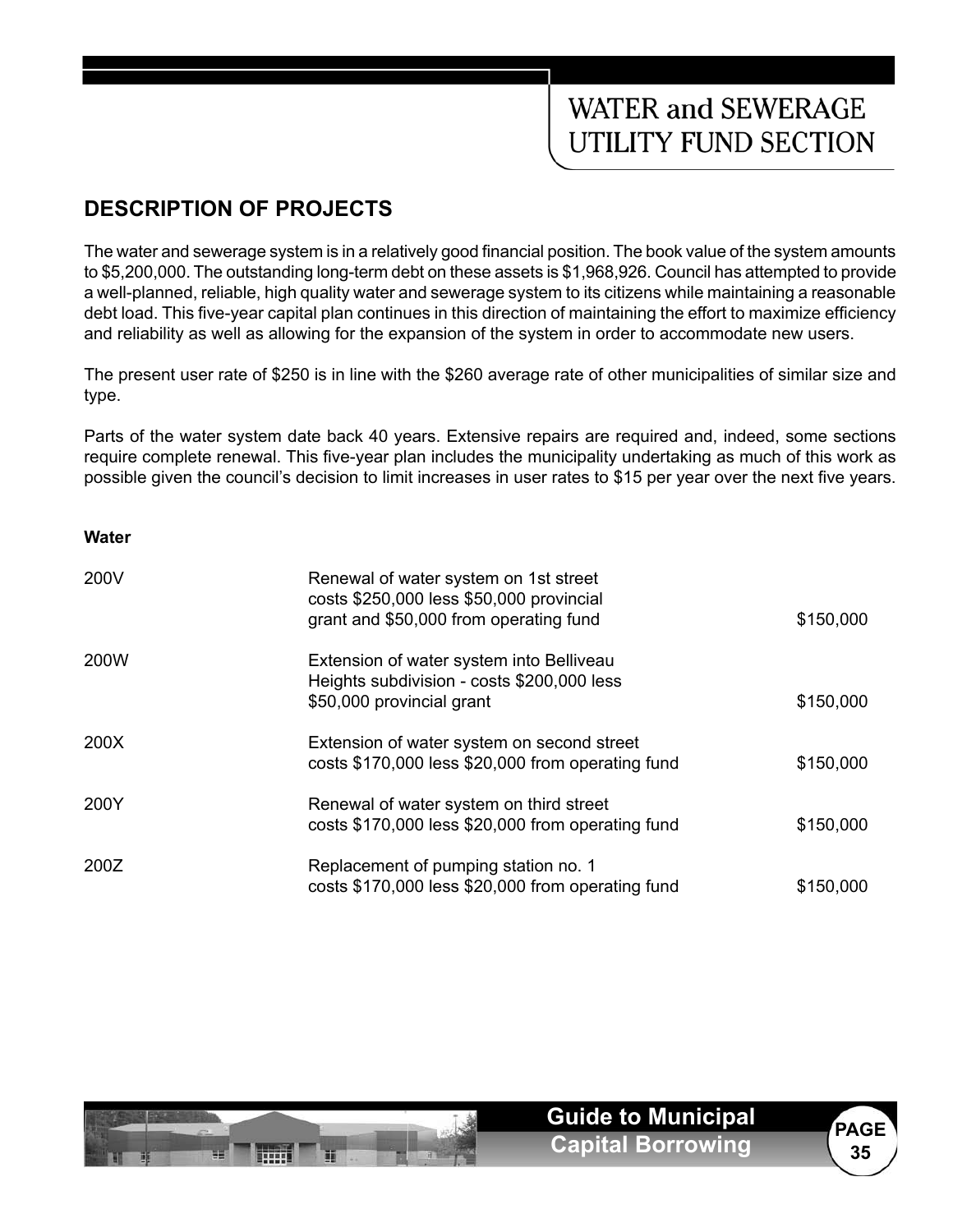## DESCRIPTION OF PROJECTS

The water and sewerage system is in a relatively good financial position. The book value of the system amounts to $5,200,000. The outstanding long-term debt on these assets is $1,968,926. Council has attempted to provide a well-planned, reliable, high quality water and sewerage system to its citizens while maintaining a reasonable debt load. This five-year capital plan continues in this direction of maintaining the effort to maximize efficiency and reliability as well as allowing for the expansion of the system in order to accommodate new users.

The present user rate of $250 is in line with the $260 average rate of other municipalities of similar size and type.

Parts of the water system date back 40 years. Extensive repairs are required and, indeed, some sections require complete renewal. This five-year plan includes the municipality undertaking as much of this work as possible given the council's decision to limit increases in user rates to $15 per year over the next five years.

**Water**

| | | |
|---|---|---|
| 200V | Renewal of water system on 1st street costs $250,000 less $50,000 provincial grant and $50,000 from operating fund | $150,000 |
| 200W | Extension of water system into Belliveau Heights subdivision - costs $200,000 less $50,000 provincial grant | $150,000 |
| 200X | Extension of water system on second street costs $170,000 less $20,000 from operating fund | $150,000 |
| 200Y | Renewal of water system on third street costs $170,000 less $20,000 from operating fund | $150,000 |
| 200Z | Replacement of pumping station no. 1 costs $170,000 less $20,000 from operating fund | $150,000 |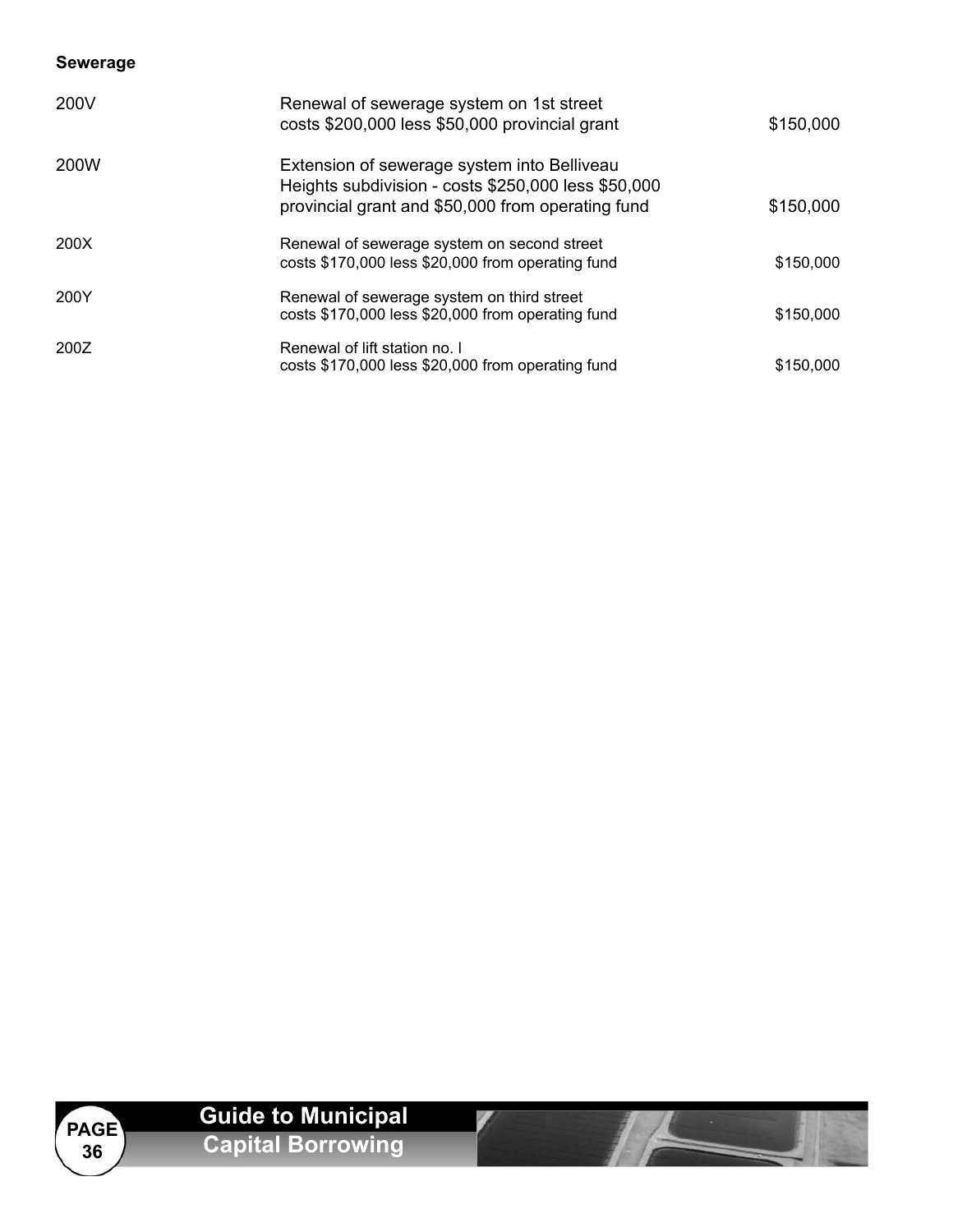**Sewerage**

| | | |
|---|---|---|
| 200V | Renewal of sewerage system on 1st street costs $200,000 less $50,000 provincial grant | $150,000 |
| 200W | Extension of sewerage system into Belliveau Heights subdivision - costs $250,000 less $50,000 provincial grant and $50,000 from operating fund | $150,000 |
| 200X | Renewal of sewerage system on second street costs $170,000 less $20,000 from operating fund | $150,000 |
| 200Y | Renewal of sewerage system on third street costs $170,000 less $20,000 from operating fund | $150,000 |
| 200Z | Renewal of lift station no. l costs $170,000 less $20,000 from operating fund | $150,000 |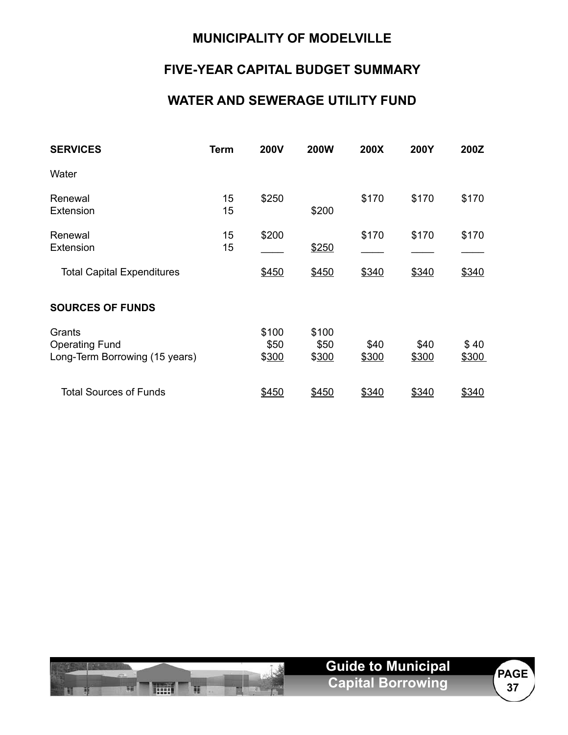# MUNICIPALITY OF MODELVILLE

## FIVE-YEAR CAPITAL BUDGET SUMMARY

## WATER AND SEWERAGE UTILITY FUND

| SERVICES | Term | 200V | 200W | 200X | 200Y | 200Z |
|---|---|---|---|---|---|---|
| Water | | | | | | |
| Renewal | 15 | $250 | | $170 | $170 | $170 |
| Extension | 15 | | $200 | | | |
| Renewal | 15 | $200 | | $170 | $170 | $170 |
| Extension | 15 | | $250 | | | |
| Total Capital Expenditures | | $450 | $450 | $340 | $340 | $340 |
| **SOURCES OF FUNDS** | | | | | | |
| Grants | | $100 | $100 | | | |
| Operating Fund | | $50 | $50 | $40 | $40 | $ 40 |
| Long-Term Borrowing (15 years) | | $300 | $300 | $300 | $300 | $300 |
| Total Sources of Funds | | $450 | $450 | $340 | $340 | $340 |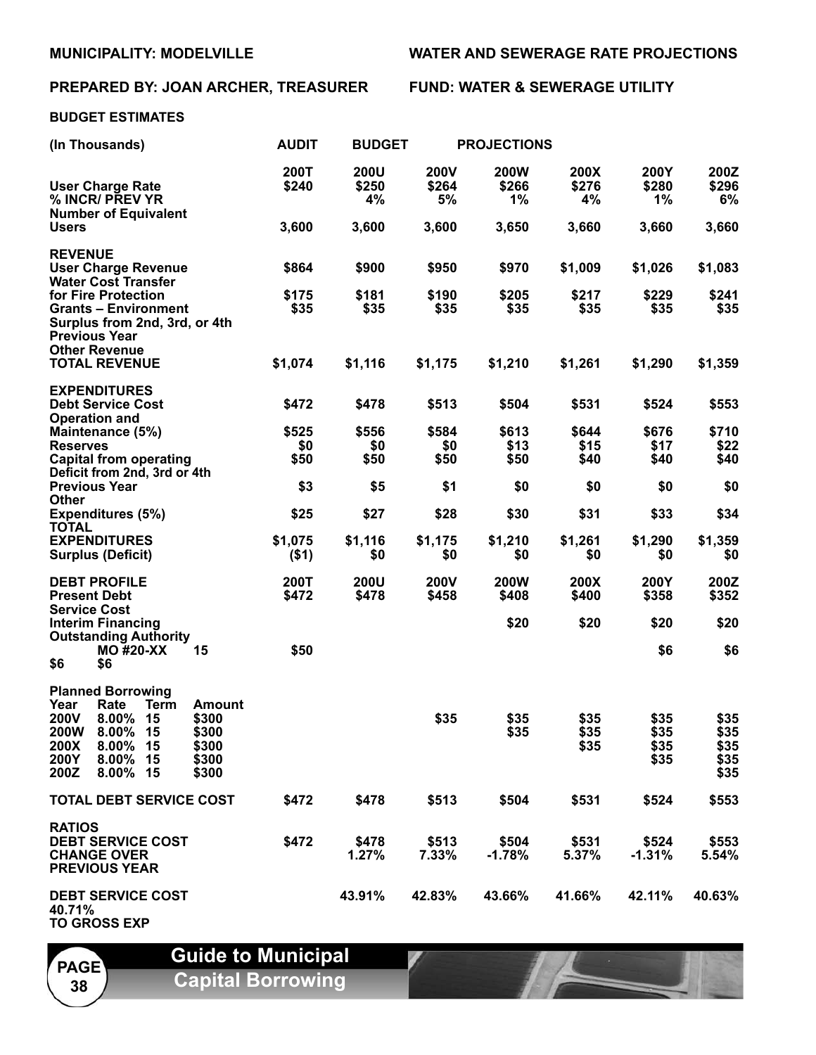**MUNICIPALITY: MODELVILLE** **WATER AND SEWERAGE RATE PROJECTIONS**

**PREPARED BY: JOAN ARCHER, TREASURER** **FUND: WATER & SEWERAGE UTILITY**

**BUDGET ESTIMATES**

| (In Thousands) | AUDIT | BUDGET | PROJECTIONS | | | | |
|---|---|---|---|---|---|---|---|
| | 200T | 200U | 200V | 200W | 200X | 200Y | 200Z |
| User Charge Rate | $240 | $250 | $264 | $266 | $276 | $280 | $296 |
| % INCR/ PREV YR | | 4% | 5% | 1% | 4% | 1% | 6% |
| Number of Equivalent Users | 3,600 | 3,600 | 3,600 | 3,650 | 3,660 | 3,660 | 3,660 |
| **REVENUE** | | | | | | | |
| User Charge Revenue | $864 | $900 | $950 | $970 | $1,009 | $1,026 | $1,083 |
| Water Cost Transfer for Fire Protection | $175 | $181 | $190 | $205 | $217 | $229 | $241 |
| Grants – Environment | $35 | $35 | $35 | $35 | $35 | $35 | $35 |
| Surplus from 2nd, 3rd, or 4th Previous Year | | | | | | | |
| Other Revenue | | | | | | | |
| TOTAL REVENUE | $1,074 | $1,116 | $1,175 | $1,210 | $1,261 | $1,290 | $1,359 |
| **EXPENDITURES** | | | | | | | |
| Debt Service Cost | $472 | $478 | $513 | $504 | $531 | $524 | $553 |
| Operation and Maintenance (5%) | $525 | $556 | $584 | $613 | $644 | $676 | $710 |
| Reserves | $0 | $0 | $0 | $13 | $15 | $17 | $22 |
| Capital from operating | $50 | $50 | $50 | $50 | $40 | $40 | $40 |
| Deficit from 2nd, 3rd or 4th Previous Year | $3 | $5 | $1 | $0 | $0 | $0 | $0 |
| Other Expenditures (5%) | $25 | $27 | $28 | $30 | $31 | $33 | $34 |
| TOTAL EXPENDITURES | $1,075 | $1,116 | $1,175 | $1,210 | $1,261 | $1,290 | $1,359 |
| Surplus (Deficit) | ($1) | $0 | $0 | $0 | $0 | $0 | $0 |
| **DEBT PROFILE** | 200T | 200U | 200V | 200W | 200X | 200Y | 200Z |
| Present Debt Service Cost | $472 | $478 | $458 | $408 | $400 | $358 | $352 |
| Interim Financing | | | | $20 | $20 | $20 | $20 |
| Outstanding Authority MO #20-XX 15 $6 $6 | $50 | | | | | $6 | $6 |
| **Planned Borrowing** (Year / Rate / Term / Amount) | | | | | | | |
| 200V 8.00% 15 $300 | | | $35 | $35 | $35 | $35 | $35 |
| 200W 8.00% 15 $300 | | | | $35 | $35 | $35 | $35 |
| 200X 8.00% 15 $300 | | | | | $35 | $35 | $35 |
| 200Y 8.00% 15 $300 | | | | | | $35 | $35 |
| 200Z 8.00% 15 $300 | | | | | | | $35 |
| TOTAL DEBT SERVICE COST | $472 | $478 | $513 | $504 | $531 | $524 | $553 |
| **RATIOS** | | | | | | | |
| DEBT SERVICE COST | $472 | $478 | $513 | $504 | $531 | $524 | $553 |
| CHANGE OVER PREVIOUS YEAR | | 1.27% | 7.33% | -1.78% | 5.37% | -1.31% | 5.54% |
| DEBT SERVICE COST 40.71% TO GROSS EXP | | 43.91% | 42.83% | 43.66% | 41.66% | 42.11% | 40.63% |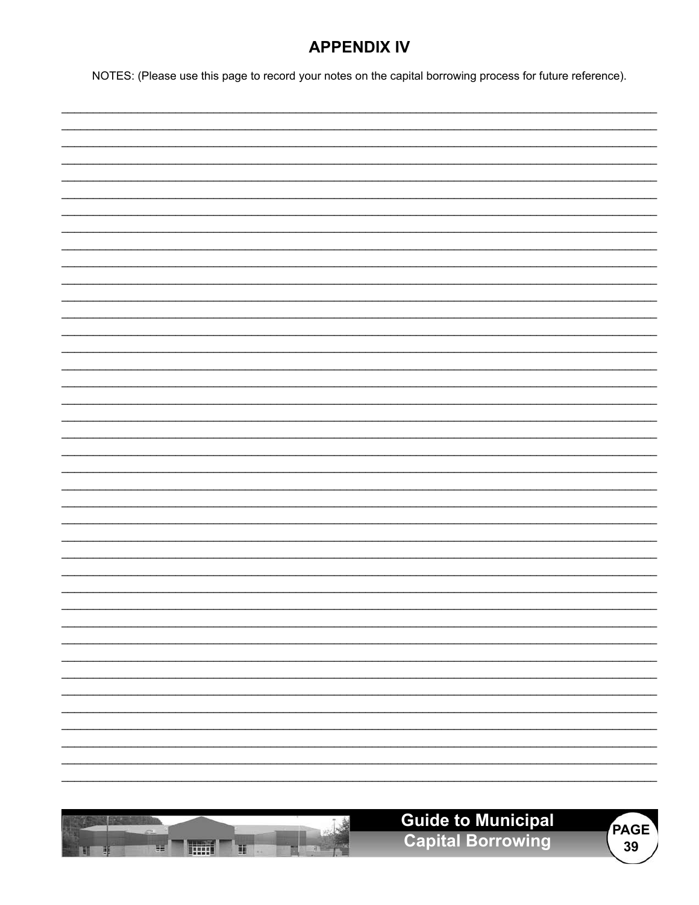# APPENDIX IV

NOTES: (Please use this page to record your notes on the capital borrowing process for future reference).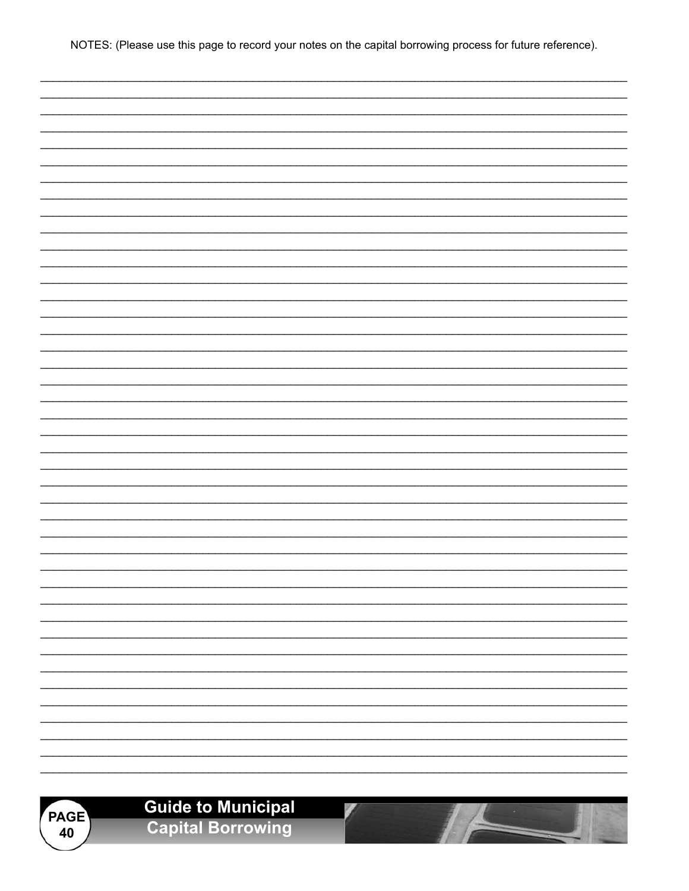NOTES: (Please use this page to record your notes on the capital borrowing process for future reference).